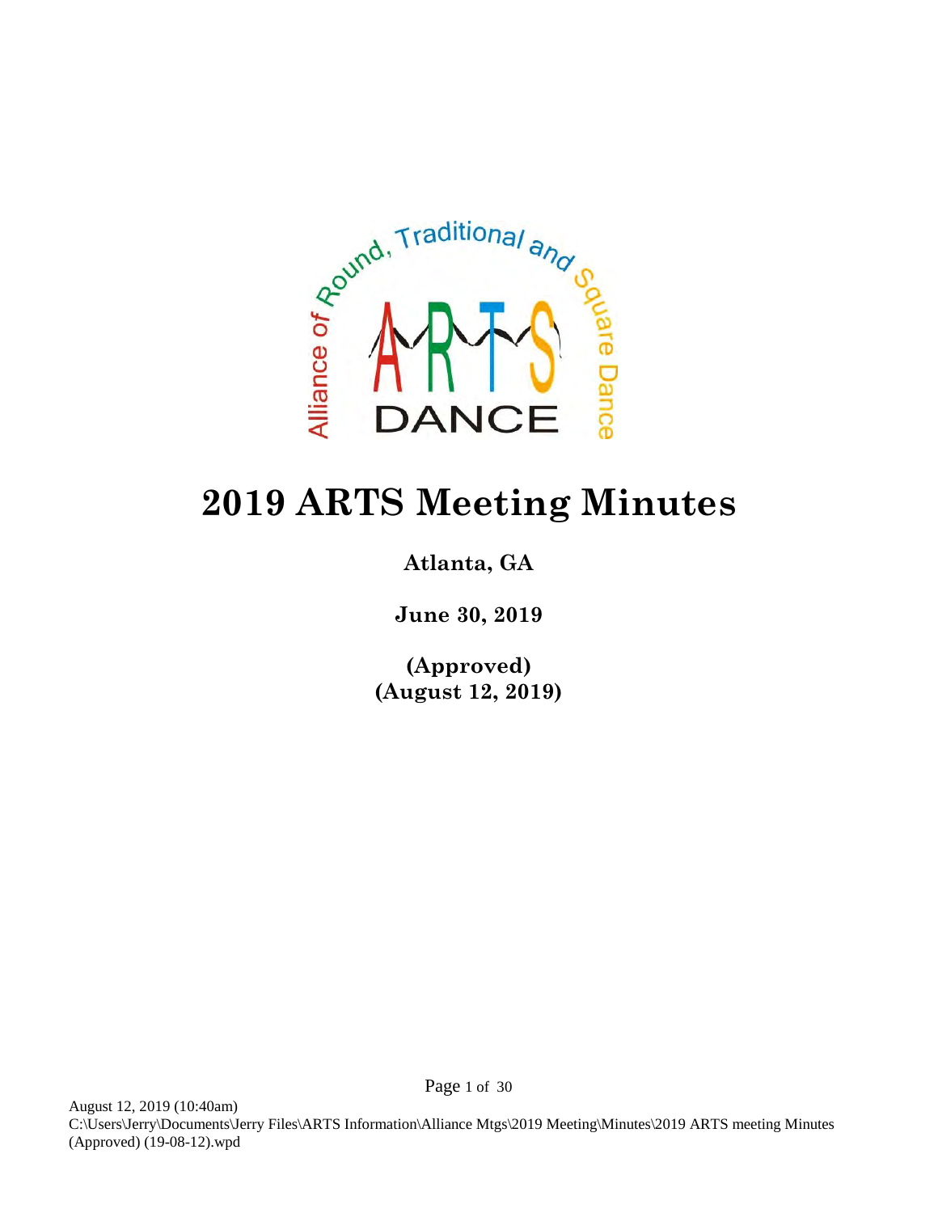# 2019 ARTS Meeting Minutes

**Atlanta, GA**

**June 30, 2019**

**(Approved)**
**(August 12, 2019)**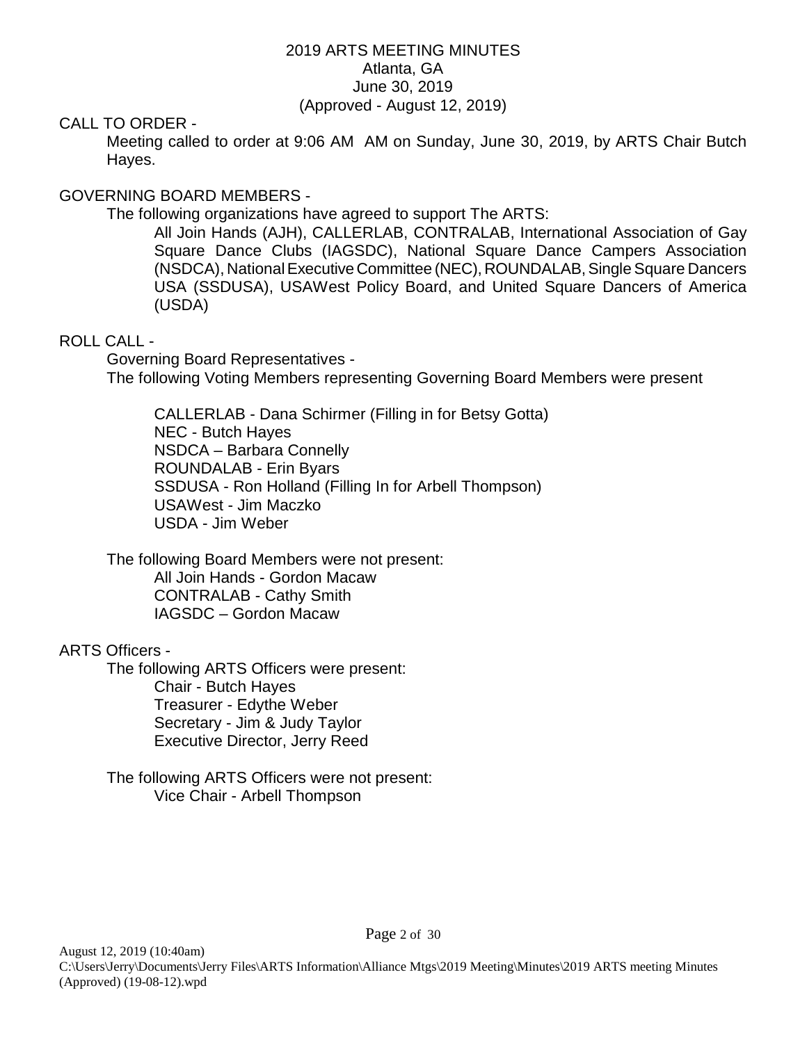# 2019 ARTS MEETING MINUTES

Atlanta, GA
June 30, 2019
(Approved - August 12, 2019)

## CALL TO ORDER -

Meeting called to order at 9:06 AM  AM on Sunday, June 30, 2019, by ARTS Chair Butch Hayes.

## GOVERNING BOARD MEMBERS -

The following organizations have agreed to support The ARTS:

All Join Hands (AJH), CALLERLAB, CONTRALAB, International Association of Gay Square Dance Clubs (IAGSDC), National Square Dance Campers Association (NSDCA), National Executive Committee (NEC), ROUNDALAB, Single Square Dancers USA (SSDUSA), USAWest Policy Board, and United Square Dancers of America (USDA)

## ROLL CALL -

Governing Board Representatives -

The following Voting Members representing Governing Board Members were present

CALLERLAB - Dana Schirmer (Filling in for Betsy Gotta)
NEC - Butch Hayes
NSDCA – Barbara Connelly
ROUNDALAB - Erin Byars
SSDUSA - Ron Holland (Filling In for Arbell Thompson)
USAWest - Jim Maczko
USDA - Jim Weber

The following Board Members were not present:

All Join Hands - Gordon Macaw
CONTRALAB - Cathy Smith
IAGSDC – Gordon Macaw

## ARTS Officers -

The following ARTS Officers were present:

Chair - Butch Hayes
Treasurer - Edythe Weber
Secretary - Jim & Judy Taylor
Executive Director, Jerry Reed

The following ARTS Officers were not present:

Vice Chair - Arbell Thompson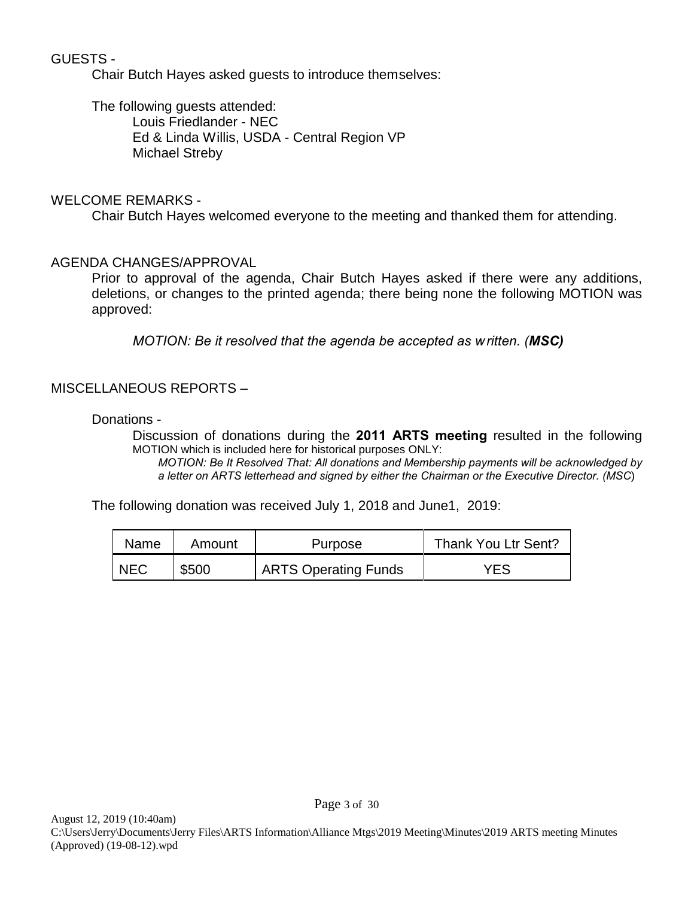## GUESTS -

Chair Butch Hayes asked guests to introduce themselves:

The following guests attended:

Louis Friedlander - NEC
Ed & Linda Willis, USDA - Central Region VP
Michael Streby

## WELCOME REMARKS -

Chair Butch Hayes welcomed everyone to the meeting and thanked them for attending.

## AGENDA CHANGES/APPROVAL

Prior to approval of the agenda, Chair Butch Hayes asked if there were any additions, deletions, or changes to the printed agenda; there being none the following MOTION was approved:

*MOTION: Be it resolved that the agenda be accepted as written. (**MSC)***

## MISCELLANEOUS REPORTS –

### Donations -

Discussion of donations during the **2011 ARTS meeting** resulted in the following MOTION which is included here for historical purposes ONLY:

*MOTION: Be It Resolved That: All donations and Membership payments will be acknowledged by a letter on ARTS letterhead and signed by either the Chairman or the Executive Director. (MSC*)

The following donation was received July 1, 2018 and June1, 2019:

| Name | Amount | Purpose | Thank You Ltr Sent? |
|---|---|---|---|
| NEC | $500 | ARTS Operating Funds | YES |

August 12, 2019 (10:40am)
C:\Users\Jerry\Documents\Jerry Files\ARTS Information\Alliance Mtgs\2019 Meeting\Minutes\2019 ARTS meeting Minutes (Approved) (19-08-12).wpd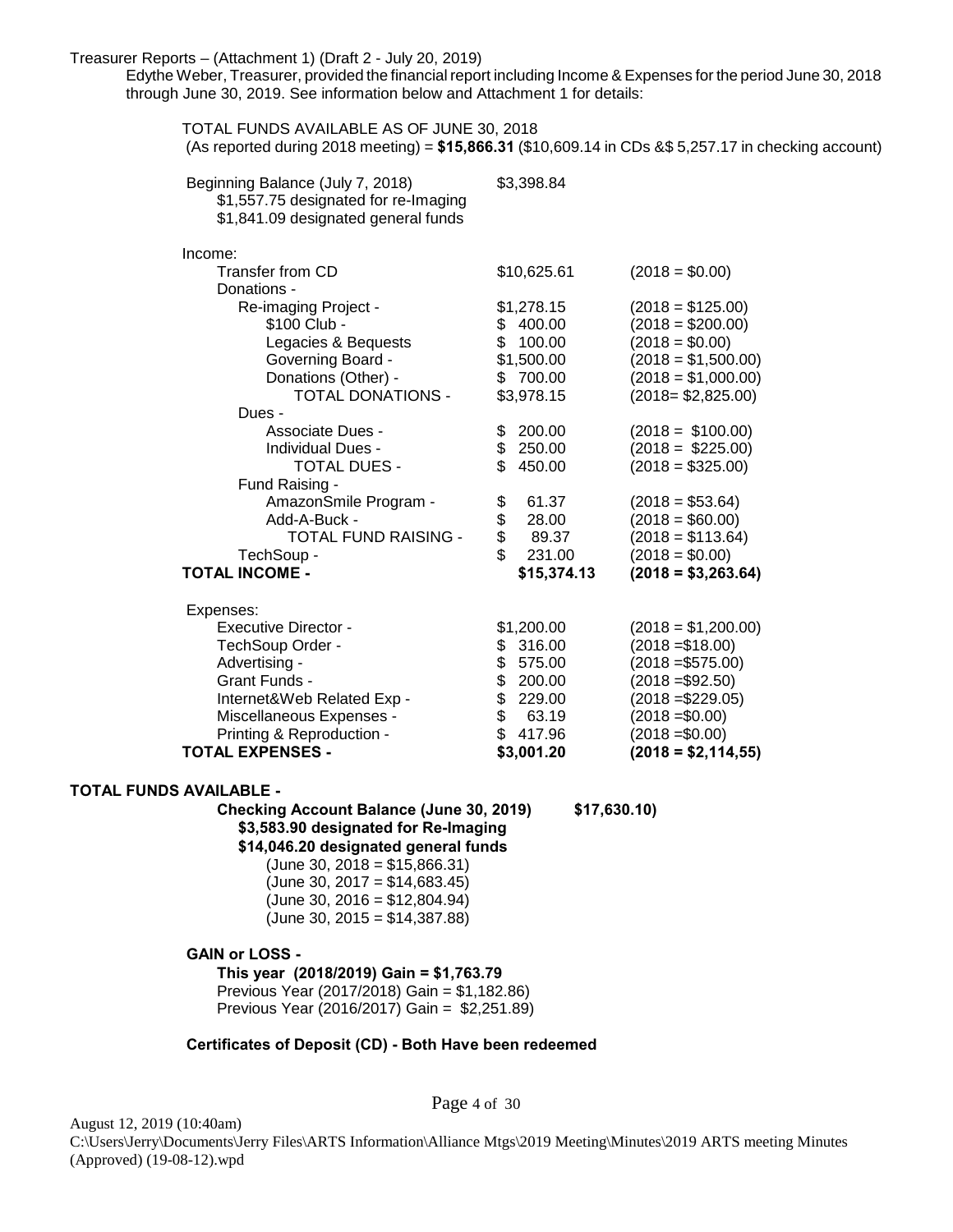Treasurer Reports – (Attachment 1) (Draft 2 - July 20, 2019)

Edythe Weber, Treasurer, provided the financial report including Income & Expenses for the period June 30, 2018 through June 30, 2019. See information below and Attachment 1 for details:

TOTAL FUNDS AVAILABLE AS OF JUNE 30, 2018
(As reported during 2018 meeting) = **$15,866.31** ($10,609.14 in CDs &$ 5,257.17 in checking account)

| | | |
|---|---|---|
| Beginning Balance (July 7, 2018) | $3,398.84 | |
| $1,557.75 designated for re-Imaging | | |
| $1,841.09 designated general funds | | |
| Income: | | |
| Transfer from CD | $10,625.61 | (2018 = $0.00) |
| Donations - | | |
| Re-imaging Project - | $1,278.15 | (2018 = $125.00) |
| $100 Club - | $ 400.00 | (2018 = $200.00) |
| Legacies & Bequests | $ 100.00 | (2018 = $0.00) |
| Governing Board - | $1,500.00 | (2018 = $1,500.00) |
| Donations (Other) - | $ 700.00 | (2018 = $1,000.00) |
| TOTAL DONATIONS - | $3,978.15 | (2018= $2,825.00) |
| Dues - | | |
| Associate Dues - | $ 200.00 | (2018 = $100.00) |
| Individual Dues - | $ 250.00 | (2018 = $225.00) |
| TOTAL DUES - | $ 450.00 | (2018 = $325.00) |
| Fund Raising - | | |
| AmazonSmile Program - | $ 61.37 | (2018 = $53.64) |
| Add-A-Buck - | $ 28.00 | (2018 = $60.00) |
| TOTAL FUND RAISING - | $ 89.37 | (2018 = $113.64) |
| TechSoup - | $ 231.00 | (2018 = $0.00) |
| **TOTAL INCOME -** | **$15,374.13** | **(2018 = $3,263.64)** |
| Expenses: | | |
| Executive Director - | $1,200.00 | (2018 = $1,200.00) |
| TechSoup Order - | $ 316.00 | (2018 =$18.00) |
| Advertising - | $ 575.00 | (2018 =$575.00) |
| Grant Funds - | $ 200.00 | (2018 =$92.50) |
| Internet&Web Related Exp - | $ 229.00 | (2018 =$229.05) |
| Miscellaneous Expenses - | $ 63.19 | (2018 =$0.00) |
| Printing & Reproduction - | $ 417.96 | (2018 =$0.00) |
| **TOTAL EXPENSES -** | **$3,001.20** | **(2018 = $2,114,55)** |

**TOTAL FUNDS AVAILABLE -**

**Checking Account Balance (June 30, 2019) $17,630.10)**
**$3,583.90 designated for Re-Imaging**
**$14,046.20 designated general funds**
(June 30, 2018 = $15,866.31)
(June 30, 2017 = $14,683.45)
(June 30, 2016 = $12,804.94)
(June 30, 2015 = $14,387.88)

**GAIN or LOSS -**
**This year (2018/2019) Gain = $1,763.79**
Previous Year (2017/2018) Gain = $1,182.86)
Previous Year (2016/2017) Gain = $2,251.89)

**Certificates of Deposit (CD) - Both Have been redeemed**

August 12, 2019 (10:40am)
C:\Users\Jerry\Documents\Jerry Files\ARTS Information\Alliance Mtgs\2019 Meeting\Minutes\2019 ARTS meeting Minutes (Approved) (19-08-12).wpd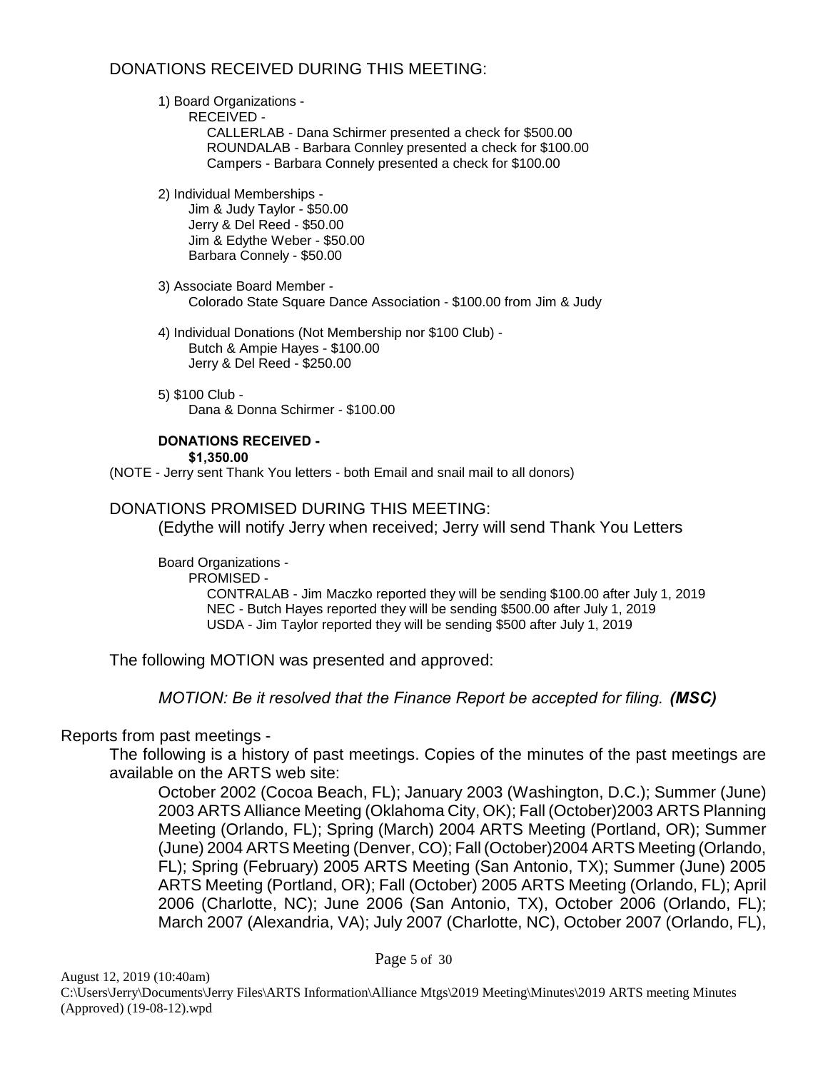## DONATIONS RECEIVED DURING THIS MEETING:

1) Board Organizations -
   - RECEIVED -
     - CALLERLAB - Dana Schirmer presented a check for $500.00
     - ROUNDALAB - Barbara Connley presented a check for $100.00
     - Campers - Barbara Connely presented a check for $100.00

2) Individual Memberships -
   - Jim & Judy Taylor - $50.00
   - Jerry & Del Reed - $50.00
   - Jim & Edythe Weber - $50.00
   - Barbara Connely - $50.00

3) Associate Board Member -
   - Colorado State Square Dance Association - $100.00 from Jim & Judy

4) Individual Donations (Not Membership nor $100 Club) -
   - Butch & Ampie Hayes - $100.00
   - Jerry & Del Reed - $250.00

5) $100 Club -
   - Dana & Donna Schirmer - $100.00

**DONATIONS RECEIVED -**
**$1,350.00**

(NOTE - Jerry sent Thank You letters - both Email and snail mail to all donors)

## DONATIONS PROMISED DURING THIS MEETING:

(Edythe will notify Jerry when received; Jerry will send Thank You Letters

Board Organizations -
- PROMISED -
  - CONTRALAB - Jim Maczko reported they will be sending $100.00 after July 1, 2019
  - NEC - Butch Hayes reported they will be sending $500.00 after July 1, 2019
  - USDA - Jim Taylor reported they will be sending $500 after July 1, 2019

The following MOTION was presented and approved:

*MOTION: Be it resolved that the Finance Report be accepted for filing.* ***(MSC)***

Reports from past meetings -

The following is a history of past meetings. Copies of the minutes of the past meetings are available on the ARTS web site:

October 2002 (Cocoa Beach, FL); January 2003 (Washington, D.C.); Summer (June) 2003 ARTS Alliance Meeting (Oklahoma City, OK); Fall (October)2003 ARTS Planning Meeting (Orlando, FL); Spring (March) 2004 ARTS Meeting (Portland, OR); Summer (June) 2004 ARTS Meeting (Denver, CO); Fall (October)2004 ARTS Meeting (Orlando, FL); Spring (February) 2005 ARTS Meeting (San Antonio, TX); Summer (June) 2005 ARTS Meeting (Portland, OR); Fall (October) 2005 ARTS Meeting (Orlando, FL); April 2006 (Charlotte, NC); June 2006 (San Antonio, TX), October 2006 (Orlando, FL); March 2007 (Alexandria, VA); July 2007 (Charlotte, NC), October 2007 (Orlando, FL),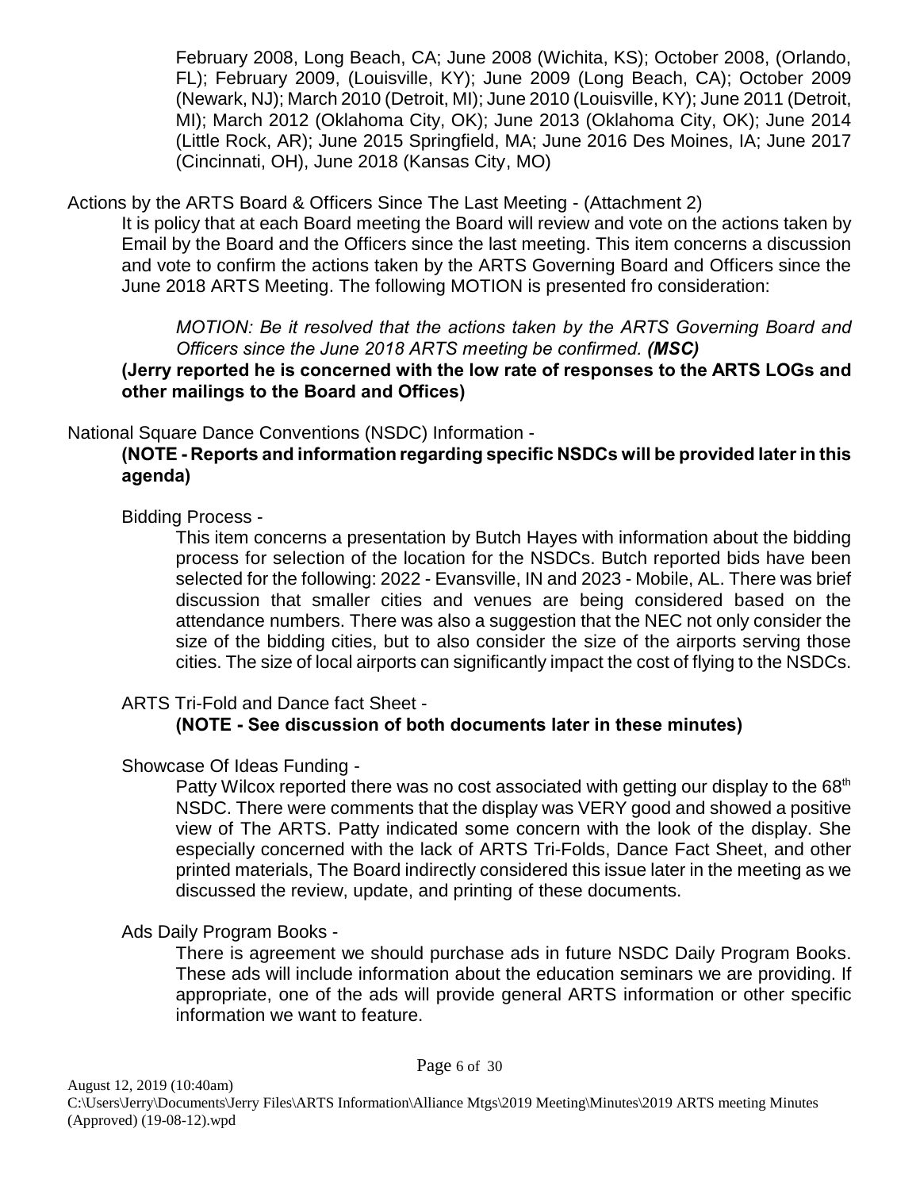February 2008, Long Beach, CA; June 2008 (Wichita, KS); October 2008, (Orlando, FL); February 2009, (Louisville, KY); June 2009 (Long Beach, CA); October 2009 (Newark, NJ); March 2010 (Detroit, MI); June 2010 (Louisville, KY); June 2011 (Detroit, MI); March 2012 (Oklahoma City, OK); June 2013 (Oklahoma City, OK); June 2014 (Little Rock, AR); June 2015 Springfield, MA; June 2016 Des Moines, IA; June 2017 (Cincinnati, OH), June 2018 (Kansas City, MO)

Actions by the ARTS Board & Officers Since The Last Meeting - (Attachment 2)

It is policy that at each Board meeting the Board will review and vote on the actions taken by Email by the Board and the Officers since the last meeting. This item concerns a discussion and vote to confirm the actions taken by the ARTS Governing Board and Officers since the June 2018 ARTS Meeting. The following MOTION is presented fro consideration:

*MOTION: Be it resolved that the actions taken by the ARTS Governing Board and Officers since the June 2018 ARTS meeting be confirmed.* ***(MSC)***

**(Jerry reported he is concerned with the low rate of responses to the ARTS LOGs and other mailings to the Board and Offices)**

National Square Dance Conventions (NSDC) Information -

**(NOTE - Reports and information regarding specific NSDCs will be provided later in this agenda)**

Bidding Process -

This item concerns a presentation by Butch Hayes with information about the bidding process for selection of the location for the NSDCs. Butch reported bids have been selected for the following: 2022 - Evansville, IN and 2023 - Mobile, AL. There was brief discussion that smaller cities and venues are being considered based on the attendance numbers. There was also a suggestion that the NEC not only consider the size of the bidding cities, but to also consider the size of the airports serving those cities. The size of local airports can significantly impact the cost of flying to the NSDCs.

ARTS Tri-Fold and Dance fact Sheet -

**(NOTE - See discussion of both documents later in these minutes)**

Showcase Of Ideas Funding -

Patty Wilcox reported there was no cost associated with getting our display to the 68th NSDC. There were comments that the display was VERY good and showed a positive view of The ARTS. Patty indicated some concern with the look of the display. She especially concerned with the lack of ARTS Tri-Folds, Dance Fact Sheet, and other printed materials, The Board indirectly considered this issue later in the meeting as we discussed the review, update, and printing of these documents.

Ads Daily Program Books -

There is agreement we should purchase ads in future NSDC Daily Program Books. These ads will include information about the education seminars we are providing. If appropriate, one of the ads will provide general ARTS information or other specific information we want to feature.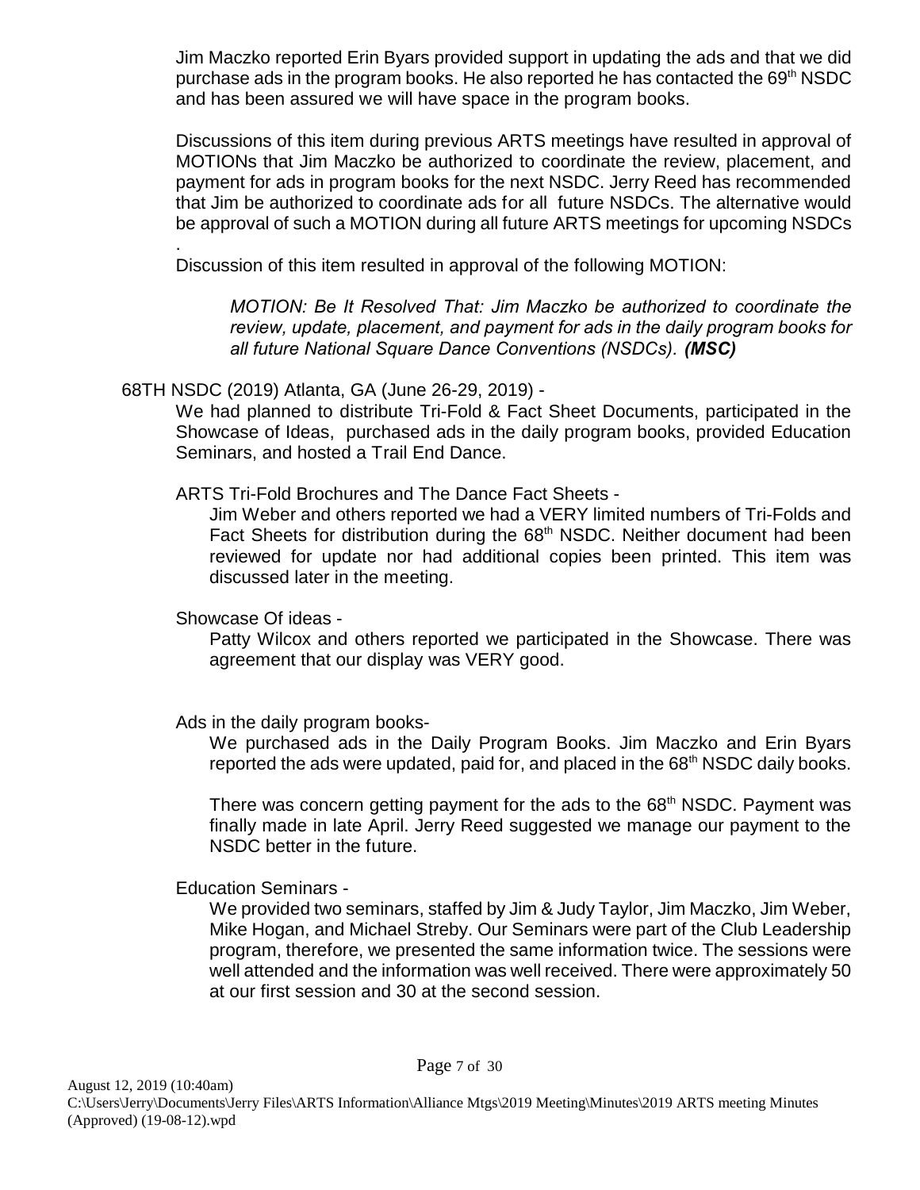Jim Maczko reported Erin Byars provided support in updating the ads and that we did purchase ads in the program books. He also reported he has contacted the 69th NSDC and has been assured we will have space in the program books.

Discussions of this item during previous ARTS meetings have resulted in approval of MOTIONs that Jim Maczko be authorized to coordinate the review, placement, and payment for ads in program books for the next NSDC. Jerry Reed has recommended that Jim be authorized to coordinate ads for all future NSDCs. The alternative would be approval of such a MOTION during all future ARTS meetings for upcoming NSDCs .

Discussion of this item resulted in approval of the following MOTION:

> *MOTION: Be It Resolved That: Jim Maczko be authorized to coordinate the review, update, placement, and payment for ads in the daily program books for all future National Square Dance Conventions (NSDCs).* ***(MSC)***

68TH NSDC (2019) Atlanta, GA (June 26-29, 2019) -

We had planned to distribute Tri-Fold & Fact Sheet Documents, participated in the Showcase of Ideas, purchased ads in the daily program books, provided Education Seminars, and hosted a Trail End Dance.

ARTS Tri-Fold Brochures and The Dance Fact Sheets -

Jim Weber and others reported we had a VERY limited numbers of Tri-Folds and Fact Sheets for distribution during the 68th NSDC. Neither document had been reviewed for update nor had additional copies been printed. This item was discussed later in the meeting.

Showcase Of ideas -

Patty Wilcox and others reported we participated in the Showcase. There was agreement that our display was VERY good.

Ads in the daily program books-

We purchased ads in the Daily Program Books. Jim Maczko and Erin Byars reported the ads were updated, paid for, and placed in the 68th NSDC daily books.

There was concern getting payment for the ads to the 68th NSDC. Payment was finally made in late April. Jerry Reed suggested we manage our payment to the NSDC better in the future.

Education Seminars -

We provided two seminars, staffed by Jim & Judy Taylor, Jim Maczko, Jim Weber, Mike Hogan, and Michael Streby. Our Seminars were part of the Club Leadership program, therefore, we presented the same information twice. The sessions were well attended and the information was well received. There were approximately 50 at our first session and 30 at the second session.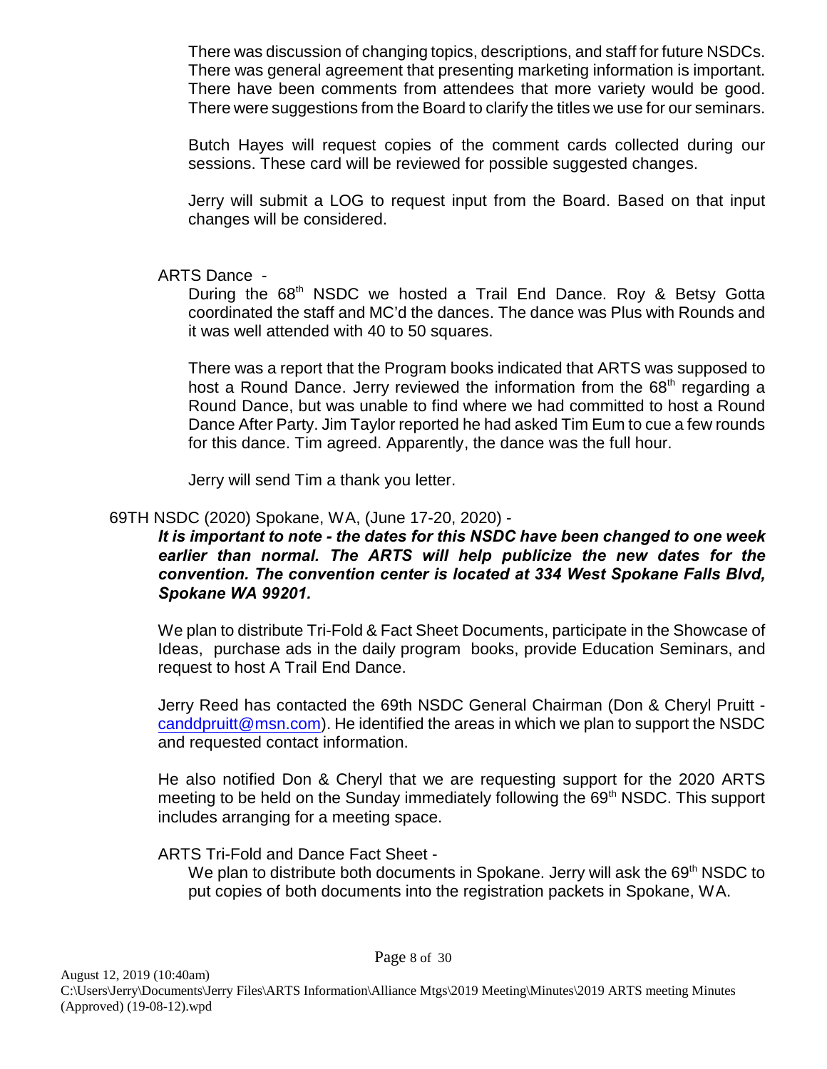There was discussion of changing topics, descriptions, and staff for future NSDCs. There was general agreement that presenting marketing information is important. There have been comments from attendees that more variety would be good. There were suggestions from the Board to clarify the titles we use for our seminars.

Butch Hayes will request copies of the comment cards collected during our sessions. These card will be reviewed for possible suggested changes.

Jerry will submit a LOG to request input from the Board. Based on that input changes will be considered.

ARTS Dance -

During the 68th NSDC we hosted a Trail End Dance. Roy & Betsy Gotta coordinated the staff and MC'd the dances. The dance was Plus with Rounds and it was well attended with 40 to 50 squares.

There was a report that the Program books indicated that ARTS was supposed to host a Round Dance. Jerry reviewed the information from the 68th regarding a Round Dance, but was unable to find where we had committed to host a Round Dance After Party. Jim Taylor reported he had asked Tim Eum to cue a few rounds for this dance. Tim agreed. Apparently, the dance was the full hour.

Jerry will send Tim a thank you letter.

69TH NSDC (2020) Spokane, WA, (June 17-20, 2020) -

***It is important to note - the dates for this NSDC have been changed to one week earlier than normal. The ARTS will help publicize the new dates for the convention. The convention center is located at 334 West Spokane Falls Blvd, Spokane WA 99201.***

We plan to distribute Tri-Fold & Fact Sheet Documents, participate in the Showcase of Ideas, purchase ads in the daily program books, provide Education Seminars, and request to host A Trail End Dance.

Jerry Reed has contacted the 69th NSDC General Chairman (Don & Cheryl Pruitt - canddpruitt@msn.com). He identified the areas in which we plan to support the NSDC and requested contact information.

He also notified Don & Cheryl that we are requesting support for the 2020 ARTS meeting to be held on the Sunday immediately following the 69th NSDC. This support includes arranging for a meeting space.

ARTS Tri-Fold and Dance Fact Sheet -

We plan to distribute both documents in Spokane. Jerry will ask the 69th NSDC to put copies of both documents into the registration packets in Spokane, WA.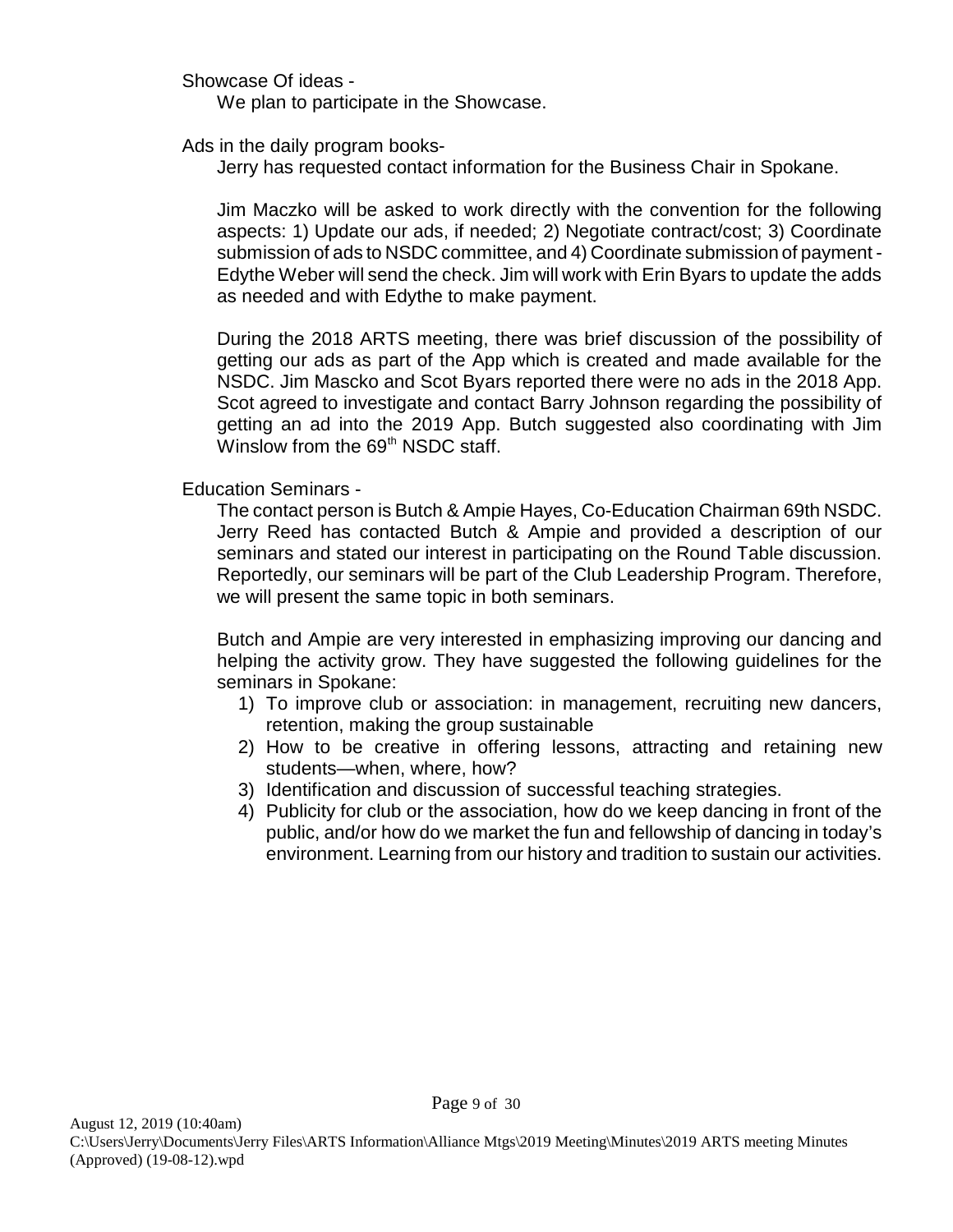Showcase Of ideas -

We plan to participate in the Showcase.

Ads in the daily program books-

Jerry has requested contact information for the Business Chair in Spokane.

Jim Maczko will be asked to work directly with the convention for the following aspects: 1) Update our ads, if needed; 2) Negotiate contract/cost; 3) Coordinate submission of ads to NSDC committee, and 4) Coordinate submission of payment - Edythe Weber will send the check. Jim will work with Erin Byars to update the adds as needed and with Edythe to make payment.

During the 2018 ARTS meeting, there was brief discussion of the possibility of getting our ads as part of the App which is created and made available for the NSDC. Jim Mascko and Scot Byars reported there were no ads in the 2018 App. Scot agreed to investigate and contact Barry Johnson regarding the possibility of getting an ad into the 2019 App. Butch suggested also coordinating with Jim Winslow from the 69th NSDC staff.

Education Seminars -

The contact person is Butch & Ampie Hayes, Co-Education Chairman 69th NSDC. Jerry Reed has contacted Butch & Ampie and provided a description of our seminars and stated our interest in participating on the Round Table discussion. Reportedly, our seminars will be part of the Club Leadership Program. Therefore, we will present the same topic in both seminars.

Butch and Ampie are very interested in emphasizing improving our dancing and helping the activity grow. They have suggested the following guidelines for the seminars in Spokane:

1) To improve club or association: in management, recruiting new dancers, retention, making the group sustainable
2) How to be creative in offering lessons, attracting and retaining new students—when, where, how?
3) Identification and discussion of successful teaching strategies.
4) Publicity for club or the association, how do we keep dancing in front of the public, and/or how do we market the fun and fellowship of dancing in today's environment. Learning from our history and tradition to sustain our activities.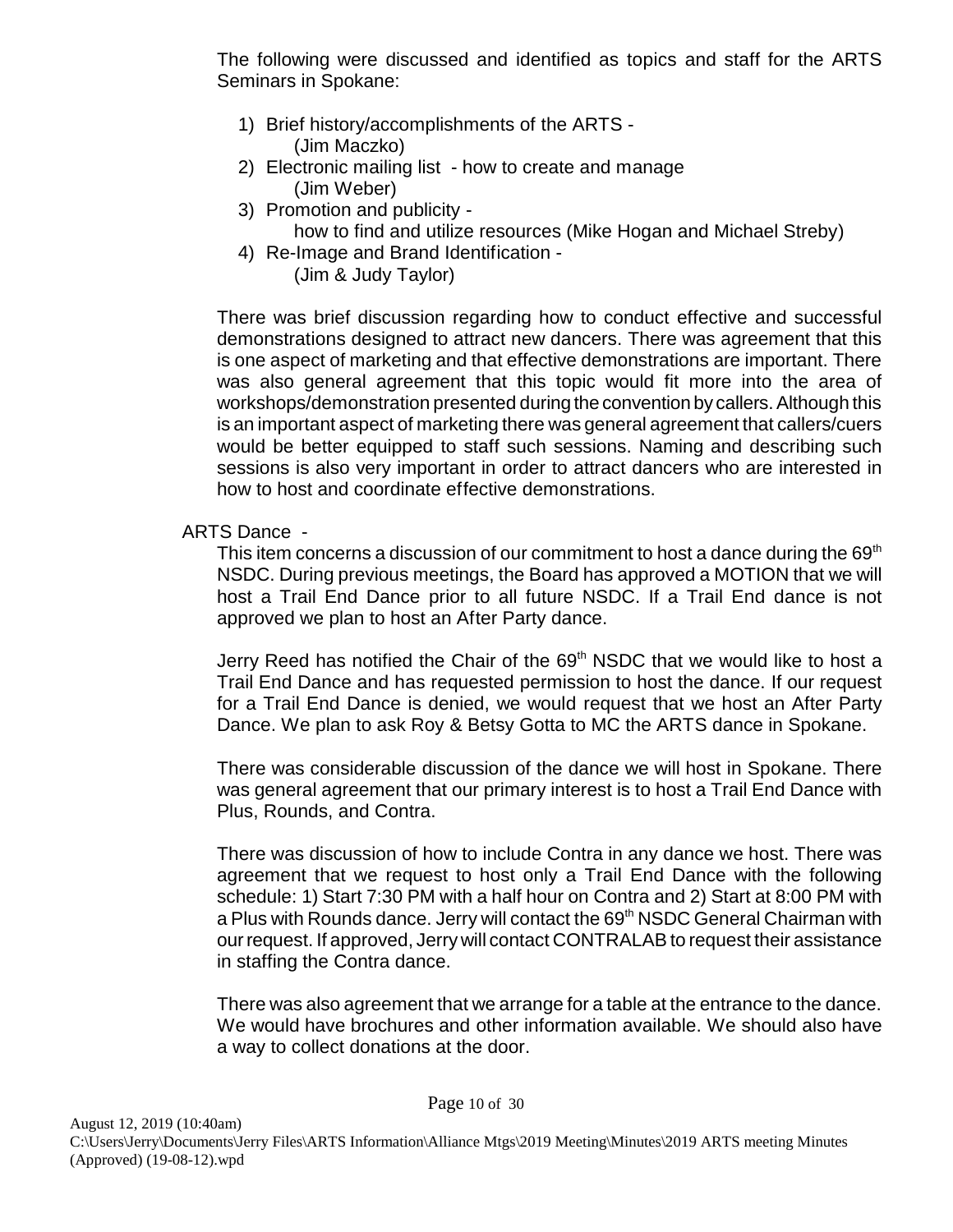The following were discussed and identified as topics and staff for the ARTS Seminars in Spokane:

1) Brief history/accomplishments of the ARTS - (Jim Maczko)
2) Electronic mailing list - how to create and manage (Jim Weber)
3) Promotion and publicity - how to find and utilize resources (Mike Hogan and Michael Streby)
4) Re-Image and Brand Identification - (Jim & Judy Taylor)

There was brief discussion regarding how to conduct effective and successful demonstrations designed to attract new dancers. There was agreement that this is one aspect of marketing and that effective demonstrations are important. There was also general agreement that this topic would fit more into the area of workshops/demonstration presented during the convention by callers. Although this is an important aspect of marketing there was general agreement that callers/cuers would be better equipped to staff such sessions. Naming and describing such sessions is also very important in order to attract dancers who are interested in how to host and coordinate effective demonstrations.

ARTS Dance -

This item concerns a discussion of our commitment to host a dance during the 69th NSDC. During previous meetings, the Board has approved a MOTION that we will host a Trail End Dance prior to all future NSDC. If a Trail End dance is not approved we plan to host an After Party dance.

Jerry Reed has notified the Chair of the 69th NSDC that we would like to host a Trail End Dance and has requested permission to host the dance. If our request for a Trail End Dance is denied, we would request that we host an After Party Dance. We plan to ask Roy & Betsy Gotta to MC the ARTS dance in Spokane.

There was considerable discussion of the dance we will host in Spokane. There was general agreement that our primary interest is to host a Trail End Dance with Plus, Rounds, and Contra.

There was discussion of how to include Contra in any dance we host. There was agreement that we request to host only a Trail End Dance with the following schedule: 1) Start 7:30 PM with a half hour on Contra and 2) Start at 8:00 PM with a Plus with Rounds dance. Jerry will contact the 69th NSDC General Chairman with our request. If approved, Jerry will contact CONTRALAB to request their assistance in staffing the Contra dance.

There was also agreement that we arrange for a table at the entrance to the dance. We would have brochures and other information available. We should also have a way to collect donations at the door.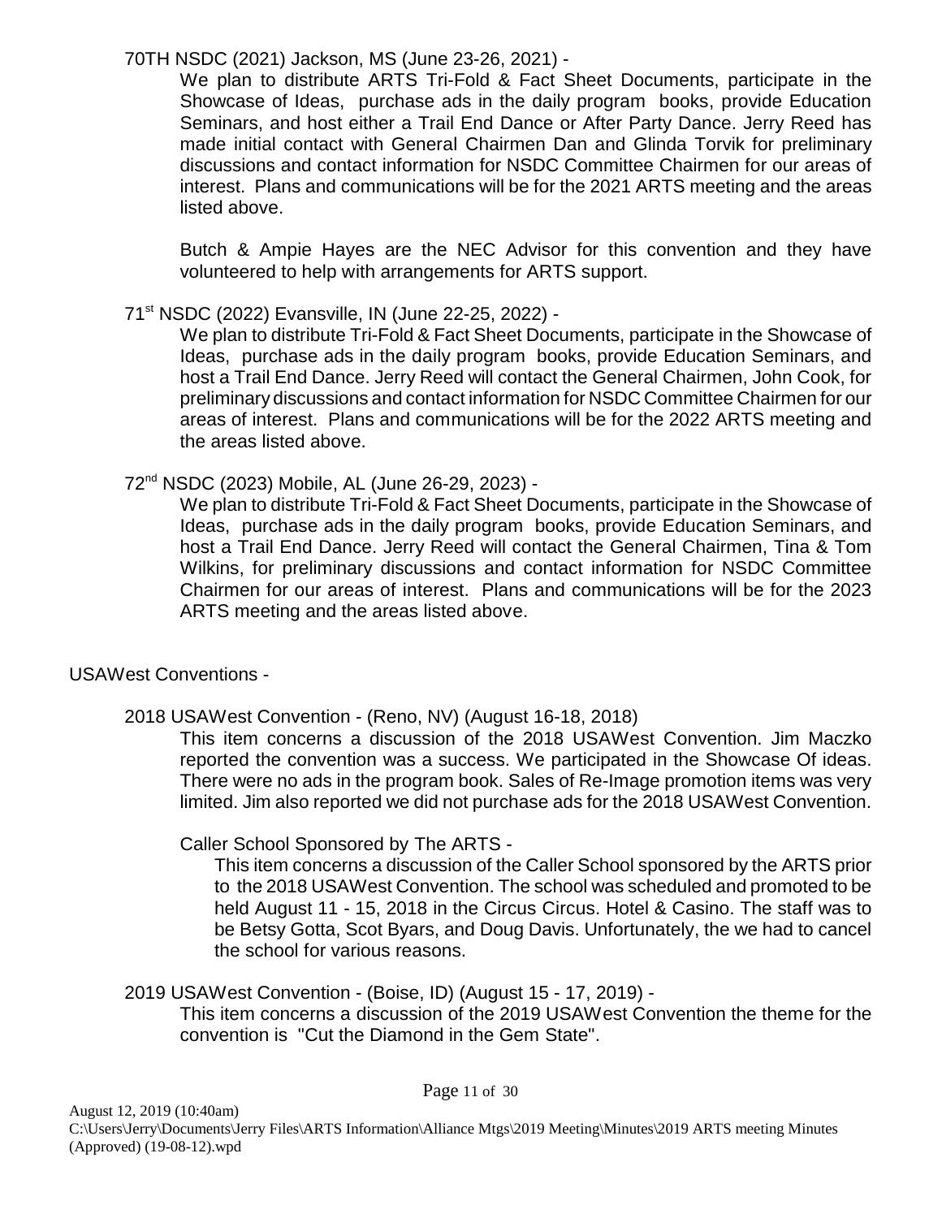70TH NSDC (2021) Jackson, MS (June 23-26, 2021) -

We plan to distribute ARTS Tri-Fold & Fact Sheet Documents, participate in the Showcase of Ideas, purchase ads in the daily program books, provide Education Seminars, and host either a Trail End Dance or After Party Dance. Jerry Reed has made initial contact with General Chairmen Dan and Glinda Torvik for preliminary discussions and contact information for NSDC Committee Chairmen for our areas of interest. Plans and communications will be for the 2021 ARTS meeting and the areas listed above.

Butch & Ampie Hayes are the NEC Advisor for this convention and they have volunteered to help with arrangements for ARTS support.

71st NSDC (2022) Evansville, IN (June 22-25, 2022) -

We plan to distribute Tri-Fold & Fact Sheet Documents, participate in the Showcase of Ideas, purchase ads in the daily program books, provide Education Seminars, and host a Trail End Dance. Jerry Reed will contact the General Chairmen, John Cook, for preliminary discussions and contact information for NSDC Committee Chairmen for our areas of interest. Plans and communications will be for the 2022 ARTS meeting and the areas listed above.

72nd NSDC (2023) Mobile, AL (June 26-29, 2023) -

We plan to distribute Tri-Fold & Fact Sheet Documents, participate in the Showcase of Ideas, purchase ads in the daily program books, provide Education Seminars, and host a Trail End Dance. Jerry Reed will contact the General Chairmen, Tina & Tom Wilkins, for preliminary discussions and contact information for NSDC Committee Chairmen for our areas of interest. Plans and communications will be for the 2023 ARTS meeting and the areas listed above.

USAWest Conventions -

2018 USAWest Convention - (Reno, NV) (August 16-18, 2018)

This item concerns a discussion of the 2018 USAWest Convention. Jim Maczko reported the convention was a success. We participated in the Showcase Of ideas. There were no ads in the program book. Sales of Re-Image promotion items was very limited. Jim also reported we did not purchase ads for the 2018 USAWest Convention.

Caller School Sponsored by The ARTS -

This item concerns a discussion of the Caller School sponsored by the ARTS prior to the 2018 USAWest Convention. The school was scheduled and promoted to be held August 11 - 15, 2018 in the Circus Circus. Hotel & Casino. The staff was to be Betsy Gotta, Scot Byars, and Doug Davis. Unfortunately, the we had to cancel the school for various reasons.

2019 USAWest Convention - (Boise, ID) (August 15 - 17, 2019) -

This item concerns a discussion of the 2019 USAWest Convention the theme for the convention is "Cut the Diamond in the Gem State".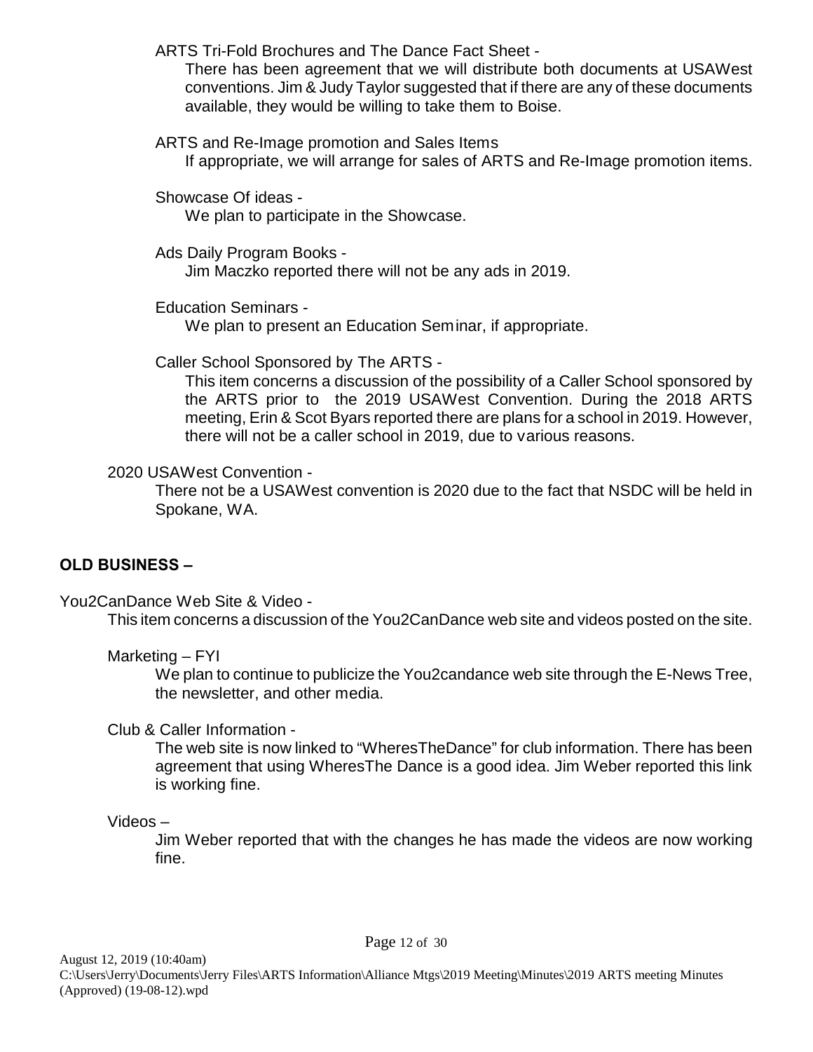ARTS Tri-Fold Brochures and The Dance Fact Sheet -

There has been agreement that we will distribute both documents at USAWest conventions. Jim & Judy Taylor suggested that if there are any of these documents available, they would be willing to take them to Boise.

ARTS and Re-Image promotion and Sales Items

If appropriate, we will arrange for sales of ARTS and Re-Image promotion items.

Showcase Of ideas -

We plan to participate in the Showcase.

Ads Daily Program Books -

Jim Maczko reported there will not be any ads in 2019.

Education Seminars -

We plan to present an Education Seminar, if appropriate.

Caller School Sponsored by The ARTS -

This item concerns a discussion of the possibility of a Caller School sponsored by the ARTS prior to the 2019 USAWest Convention. During the 2018 ARTS meeting, Erin & Scot Byars reported there are plans for a school in 2019. However, there will not be a caller school in 2019, due to various reasons.

2020 USAWest Convention -

There not be a USAWest convention is 2020 due to the fact that NSDC will be held in Spokane, WA.

**OLD BUSINESS –**

You2CanDance Web Site & Video -

This item concerns a discussion of the You2CanDance web site and videos posted on the site.

Marketing – FYI

We plan to continue to publicize the You2candance web site through the E-News Tree, the newsletter, and other media.

Club & Caller Information -

The web site is now linked to "WheresTheDance" for club information. There has been agreement that using WheresThe Dance is a good idea. Jim Weber reported this link is working fine.

Videos –

Jim Weber reported that with the changes he has made the videos are now working fine.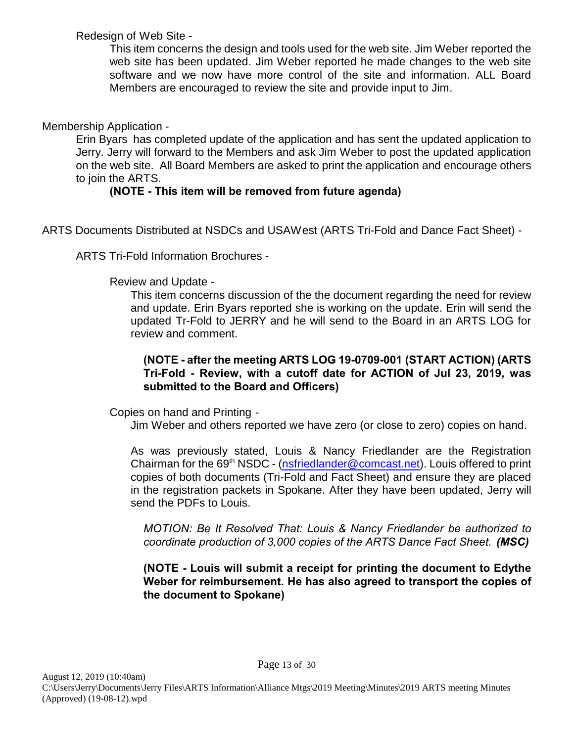Redesign of Web Site -

This item concerns the design and tools used for the web site. Jim Weber reported the web site has been updated. Jim Weber reported he made changes to the web site software and we now have more control of the site and information. ALL Board Members are encouraged to review the site and provide input to Jim.

Membership Application -

Erin Byars has completed update of the application and has sent the updated application to Jerry. Jerry will forward to the Members and ask Jim Weber to post the updated application on the web site. All Board Members are asked to print the application and encourage others to join the ARTS.

**(NOTE - This item will be removed from future agenda)**

ARTS Documents Distributed at NSDCs and USAWest (ARTS Tri-Fold and Dance Fact Sheet) -

ARTS Tri-Fold Information Brochures -

Review and Update -

This item concerns discussion of the the document regarding the need for review and update. Erin Byars reported she is working on the update. Erin will send the updated Tr-Fold to JERRY and he will send to the Board in an ARTS LOG for review and comment.

**(NOTE - after the meeting ARTS LOG 19-0709-001 (START ACTION) (ARTS Tri-Fold - Review, with a cutoff date for ACTION of Jul 23, 2019, was submitted to the Board and Officers)**

Copies on hand and Printing -

Jim Weber and others reported we have zero (or close to zero) copies on hand.

As was previously stated, Louis & Nancy Friedlander are the Registration Chairman for the 69th NSDC - (nsfriedlander@comcast.net). Louis offered to print copies of both documents (Tri-Fold and Fact Sheet) and ensure they are placed in the registration packets in Spokane. After they have been updated, Jerry will send the PDFs to Louis.

*MOTION: Be It Resolved That: Louis & Nancy Friedlander be authorized to coordinate production of 3,000 copies of the ARTS Dance Fact Sheet.* ***(MSC)***

**(NOTE - Louis will submit a receipt for printing the document to Edythe Weber for reimbursement. He has also agreed to transport the copies of the document to Spokane)**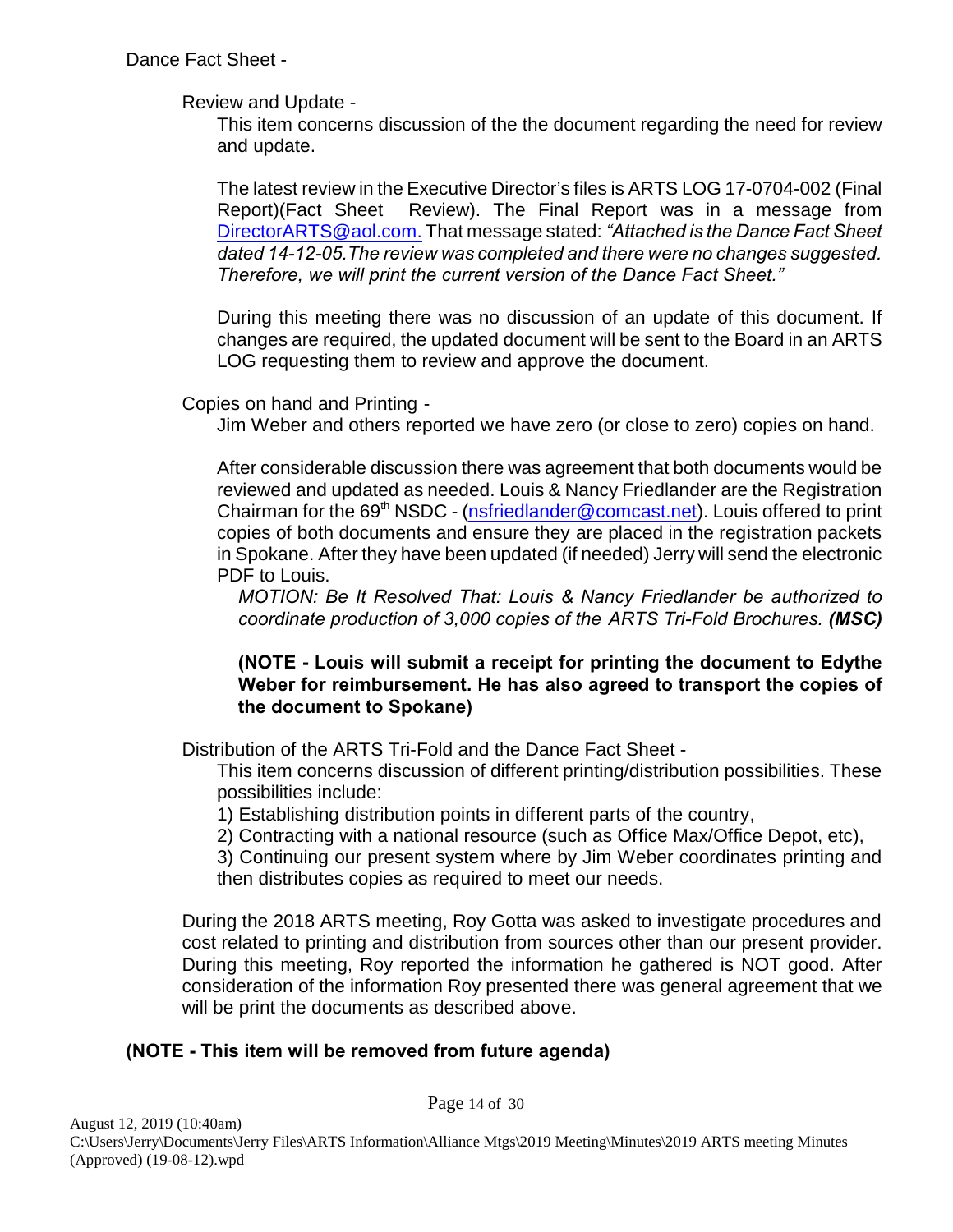Dance Fact Sheet -

Review and Update -

This item concerns discussion of the the document regarding the need for review and update.

The latest review in the Executive Director's files is ARTS LOG 17-0704-002 (Final Report)(Fact Sheet Review). The Final Report was in a message from DirectorARTS@aol.com. That message stated: *"Attached is the Dance Fact Sheet dated 14-12-05.The review was completed and there were no changes suggested. Therefore, we will print the current version of the Dance Fact Sheet."*

During this meeting there was no discussion of an update of this document. If changes are required, the updated document will be sent to the Board in an ARTS LOG requesting them to review and approve the document.

Copies on hand and Printing -

Jim Weber and others reported we have zero (or close to zero) copies on hand.

After considerable discussion there was agreement that both documents would be reviewed and updated as needed. Louis & Nancy Friedlander are the Registration Chairman for the 69th NSDC - (nsfriedlander@comcast.net). Louis offered to print copies of both documents and ensure they are placed in the registration packets in Spokane. After they have been updated (if needed) Jerry will send the electronic PDF to Louis.

*MOTION: Be It Resolved That: Louis & Nancy Friedlander be authorized to coordinate production of 3,000 copies of the ARTS Tri-Fold Brochures.* ***(MSC)***

**(NOTE - Louis will submit a receipt for printing the document to Edythe Weber for reimbursement. He has also agreed to transport the copies of the document to Spokane)**

Distribution of the ARTS Tri-Fold and the Dance Fact Sheet -

This item concerns discussion of different printing/distribution possibilities. These possibilities include:

1) Establishing distribution points in different parts of the country,
2) Contracting with a national resource (such as Office Max/Office Depot, etc),
3) Continuing our present system where by Jim Weber coordinates printing and then distributes copies as required to meet our needs.

During the 2018 ARTS meeting, Roy Gotta was asked to investigate procedures and cost related to printing and distribution from sources other than our present provider. During this meeting, Roy reported the information he gathered is NOT good. After consideration of the information Roy presented there was general agreement that we will be print the documents as described above.

**(NOTE - This item will be removed from future agenda)**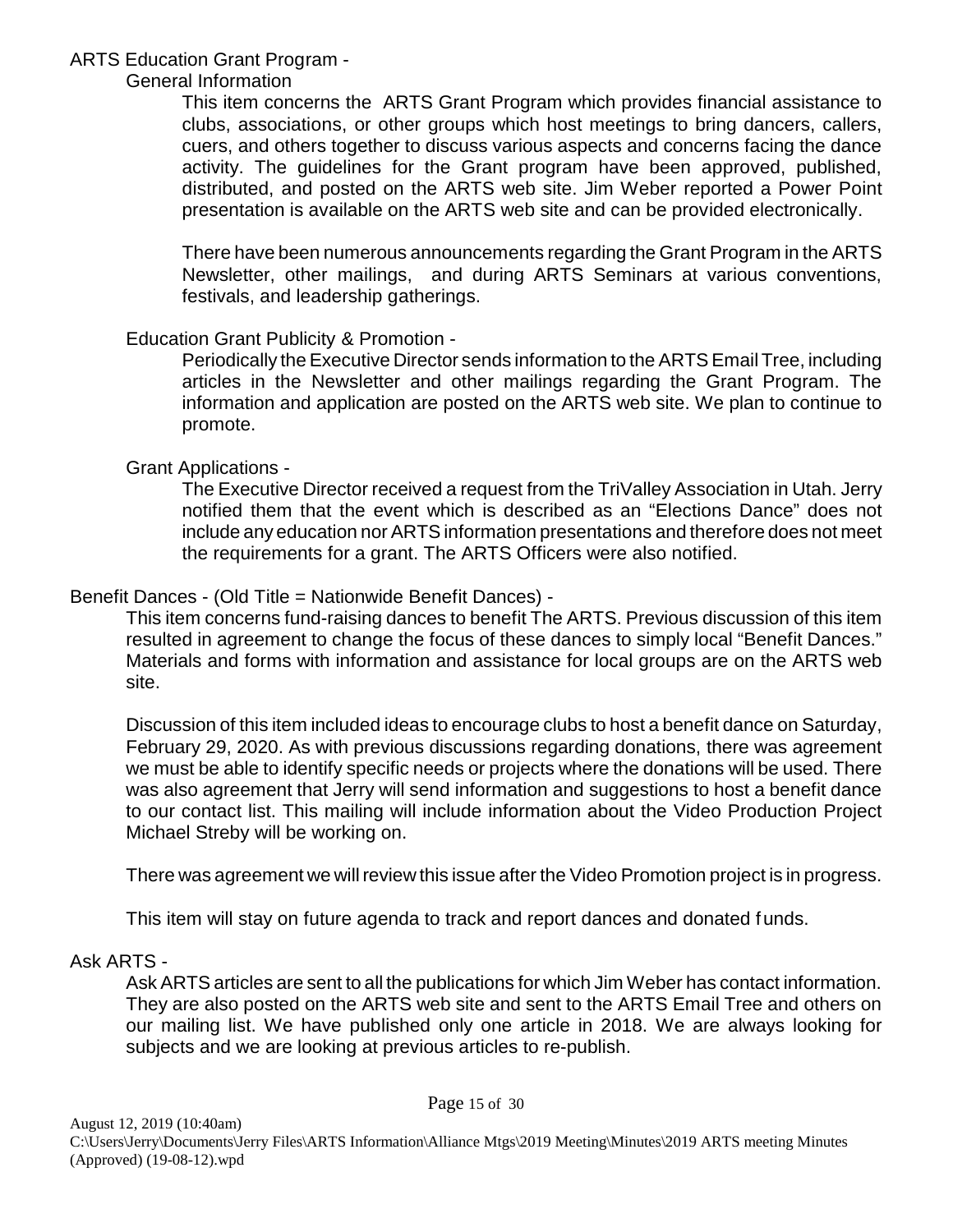## ARTS Education Grant Program -

### General Information

This item concerns the ARTS Grant Program which provides financial assistance to clubs, associations, or other groups which host meetings to bring dancers, callers, cuers, and others together to discuss various aspects and concerns facing the dance activity. The guidelines for the Grant program have been approved, published, distributed, and posted on the ARTS web site. Jim Weber reported a Power Point presentation is available on the ARTS web site and can be provided electronically.

There have been numerous announcements regarding the Grant Program in the ARTS Newsletter, other mailings, and during ARTS Seminars at various conventions, festivals, and leadership gatherings.

### Education Grant Publicity & Promotion -

Periodically the Executive Director sends information to the ARTS Email Tree, including articles in the Newsletter and other mailings regarding the Grant Program. The information and application are posted on the ARTS web site. We plan to continue to promote.

### Grant Applications -

The Executive Director received a request from the TriValley Association in Utah. Jerry notified them that the event which is described as an "Elections Dance" does not include any education nor ARTS information presentations and therefore does not meet the requirements for a grant. The ARTS Officers were also notified.

## Benefit Dances - (Old Title = Nationwide Benefit Dances) -

This item concerns fund-raising dances to benefit The ARTS. Previous discussion of this item resulted in agreement to change the focus of these dances to simply local "Benefit Dances." Materials and forms with information and assistance for local groups are on the ARTS web site.

Discussion of this item included ideas to encourage clubs to host a benefit dance on Saturday, February 29, 2020. As with previous discussions regarding donations, there was agreement we must be able to identify specific needs or projects where the donations will be used. There was also agreement that Jerry will send information and suggestions to host a benefit dance to our contact list. This mailing will include information about the Video Production Project Michael Streby will be working on.

There was agreement we will review this issue after the Video Promotion project is in progress.

This item will stay on future agenda to track and report dances and donated funds.

## Ask ARTS -

Ask ARTS articles are sent to all the publications for which Jim Weber has contact information. They are also posted on the ARTS web site and sent to the ARTS Email Tree and others on our mailing list. We have published only one article in 2018. We are always looking for subjects and we are looking at previous articles to re-publish.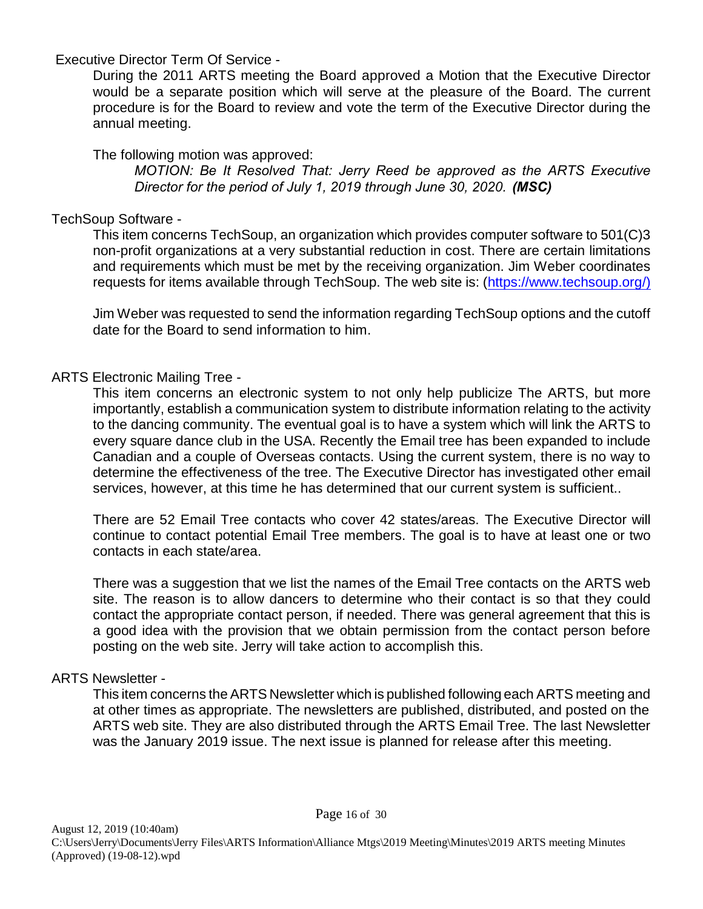Executive Director Term Of Service -

During the 2011 ARTS meeting the Board approved a Motion that the Executive Director would be a separate position which will serve at the pleasure of the Board. The current procedure is for the Board to review and vote the term of the Executive Director during the annual meeting.

The following motion was approved:

> *MOTION: Be It Resolved That: Jerry Reed be approved as the ARTS Executive Director for the period of July 1, 2019 through June 30, 2020.* ***(MSC)***

TechSoup Software -

This item concerns TechSoup, an organization which provides computer software to 501(C)3 non-profit organizations at a very substantial reduction in cost. There are certain limitations and requirements which must be met by the receiving organization. Jim Weber coordinates requests for items available through TechSoup. The web site is: (https://www.techsoup.org/)

Jim Weber was requested to send the information regarding TechSoup options and the cutoff date for the Board to send information to him.

ARTS Electronic Mailing Tree -

This item concerns an electronic system to not only help publicize The ARTS, but more importantly, establish a communication system to distribute information relating to the activity to the dancing community. The eventual goal is to have a system which will link the ARTS to every square dance club in the USA. Recently the Email tree has been expanded to include Canadian and a couple of Overseas contacts. Using the current system, there is no way to determine the effectiveness of the tree. The Executive Director has investigated other email services, however, at this time he has determined that our current system is sufficient..

There are 52 Email Tree contacts who cover 42 states/areas. The Executive Director will continue to contact potential Email Tree members. The goal is to have at least one or two contacts in each state/area.

There was a suggestion that we list the names of the Email Tree contacts on the ARTS web site. The reason is to allow dancers to determine who their contact is so that they could contact the appropriate contact person, if needed. There was general agreement that this is a good idea with the provision that we obtain permission from the contact person before posting on the web site. Jerry will take action to accomplish this.

ARTS Newsletter -

This item concerns the ARTS Newsletter which is published following each ARTS meeting and at other times as appropriate. The newsletters are published, distributed, and posted on the ARTS web site. They are also distributed through the ARTS Email Tree. The last Newsletter was the January 2019 issue. The next issue is planned for release after this meeting.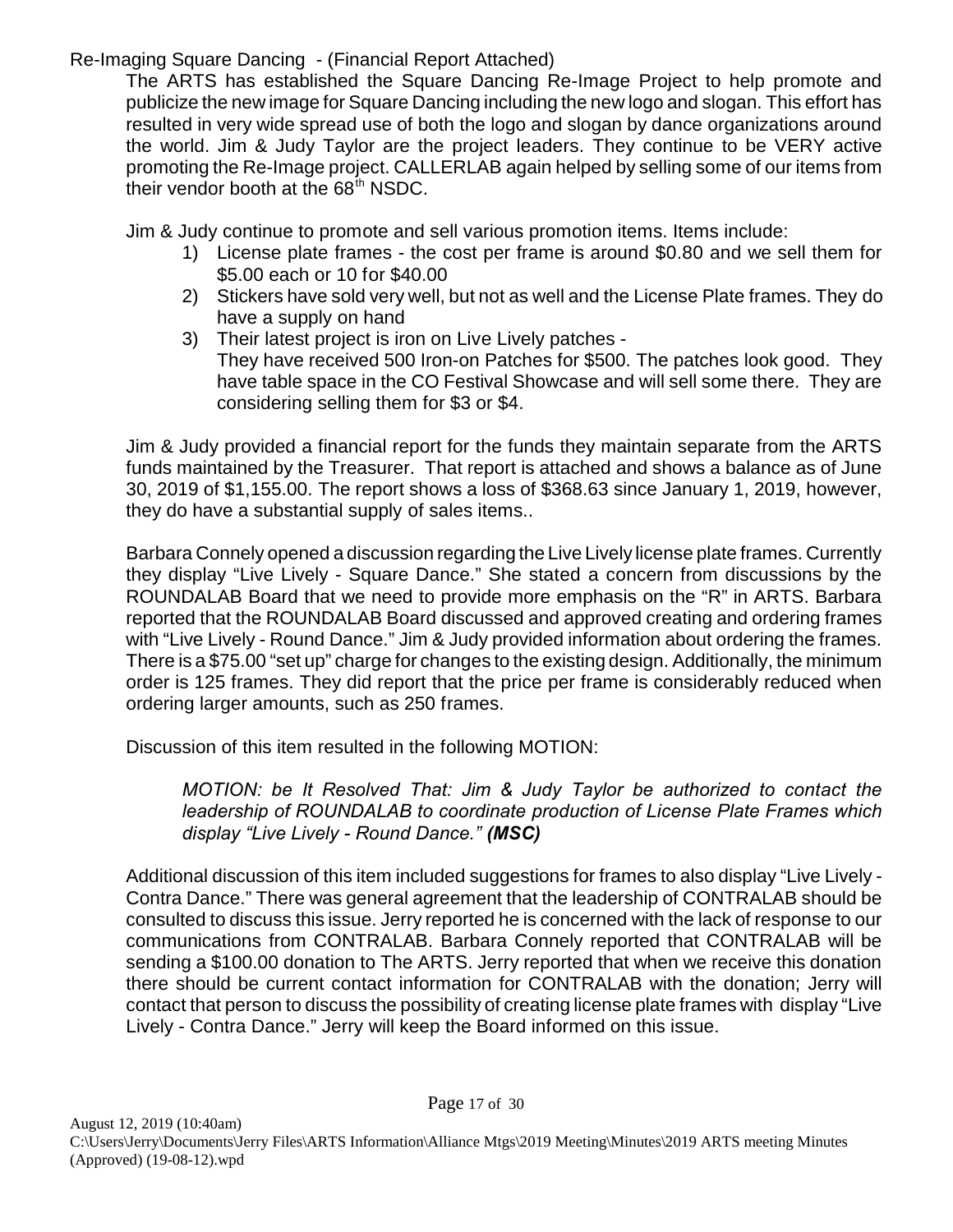Re-Imaging Square Dancing - (Financial Report Attached)

The ARTS has established the Square Dancing Re-Image Project to help promote and publicize the new image for Square Dancing including the new logo and slogan. This effort has resulted in very wide spread use of both the logo and slogan by dance organizations around the world. Jim & Judy Taylor are the project leaders. They continue to be VERY active promoting the Re-Image project. CALLERLAB again helped by selling some of our items from their vendor booth at the 68th NSDC.

Jim & Judy continue to promote and sell various promotion items. Items include:

1) License plate frames - the cost per frame is around $0.80 and we sell them for $5.00 each or 10 for $40.00
2) Stickers have sold very well, but not as well and the License Plate frames. They do have a supply on hand
3) Their latest project is iron on Live Lively patches -
   They have received 500 Iron-on Patches for $500. The patches look good. They have table space in the CO Festival Showcase and will sell some there. They are considering selling them for $3 or $4.

Jim & Judy provided a financial report for the funds they maintain separate from the ARTS funds maintained by the Treasurer. That report is attached and shows a balance as of June 30, 2019 of $1,155.00. The report shows a loss of $368.63 since January 1, 2019, however, they do have a substantial supply of sales items..

Barbara Connely opened a discussion regarding the Live Lively license plate frames. Currently they display "Live Lively - Square Dance." She stated a concern from discussions by the ROUNDALAB Board that we need to provide more emphasis on the "R" in ARTS. Barbara reported that the ROUNDALAB Board discussed and approved creating and ordering frames with "Live Lively - Round Dance." Jim & Judy provided information about ordering the frames. There is a $75.00 "set up" charge for changes to the existing design. Additionally, the minimum order is 125 frames. They did report that the price per frame is considerably reduced when ordering larger amounts, such as 250 frames.

Discussion of this item resulted in the following MOTION:

> *MOTION: be It Resolved That: Jim & Judy Taylor be authorized to contact the leadership of ROUNDALAB to coordinate production of License Plate Frames which display "Live Lively - Round Dance."* ***(MSC)***

Additional discussion of this item included suggestions for frames to also display "Live Lively - Contra Dance." There was general agreement that the leadership of CONTRALAB should be consulted to discuss this issue. Jerry reported he is concerned with the lack of response to our communications from CONTRALAB. Barbara Connely reported that CONTRALAB will be sending a $100.00 donation to The ARTS. Jerry reported that when we receive this donation there should be current contact information for CONTRALAB with the donation; Jerry will contact that person to discuss the possibility of creating license plate frames with display "Live Lively - Contra Dance." Jerry will keep the Board informed on this issue.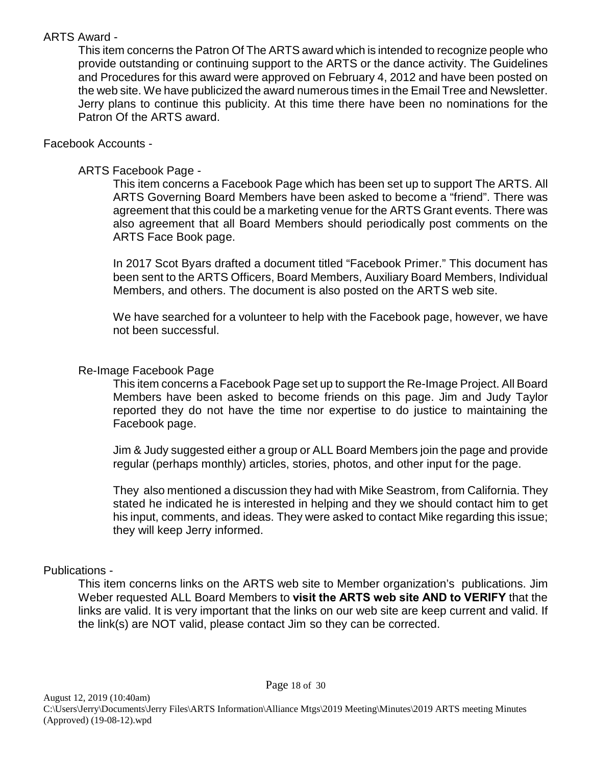ARTS Award -

This item concerns the Patron Of The ARTS award which is intended to recognize people who provide outstanding or continuing support to the ARTS or the dance activity. The Guidelines and Procedures for this award were approved on February 4, 2012 and have been posted on the web site. We have publicized the award numerous times in the Email Tree and Newsletter. Jerry plans to continue this publicity. At this time there have been no nominations for the Patron Of the ARTS award.

Facebook Accounts -

ARTS Facebook Page -

This item concerns a Facebook Page which has been set up to support The ARTS. All ARTS Governing Board Members have been asked to become a "friend". There was agreement that this could be a marketing venue for the ARTS Grant events. There was also agreement that all Board Members should periodically post comments on the ARTS Face Book page.

In 2017 Scot Byars drafted a document titled "Facebook Primer." This document has been sent to the ARTS Officers, Board Members, Auxiliary Board Members, Individual Members, and others. The document is also posted on the ARTS web site.

We have searched for a volunteer to help with the Facebook page, however, we have not been successful.

Re-Image Facebook Page

This item concerns a Facebook Page set up to support the Re-Image Project. All Board Members have been asked to become friends on this page. Jim and Judy Taylor reported they do not have the time nor expertise to do justice to maintaining the Facebook page.

Jim & Judy suggested either a group or ALL Board Members join the page and provide regular (perhaps monthly) articles, stories, photos, and other input for the page.

They also mentioned a discussion they had with Mike Seastrom, from California. They stated he indicated he is interested in helping and they we should contact him to get his input, comments, and ideas. They were asked to contact Mike regarding this issue; they will keep Jerry informed.

Publications -

This item concerns links on the ARTS web site to Member organization's publications. Jim Weber requested ALL Board Members to **visit the ARTS web site AND to VERIFY** that the links are valid. It is very important that the links on our web site are keep current and valid. If the link(s) are NOT valid, please contact Jim so they can be corrected.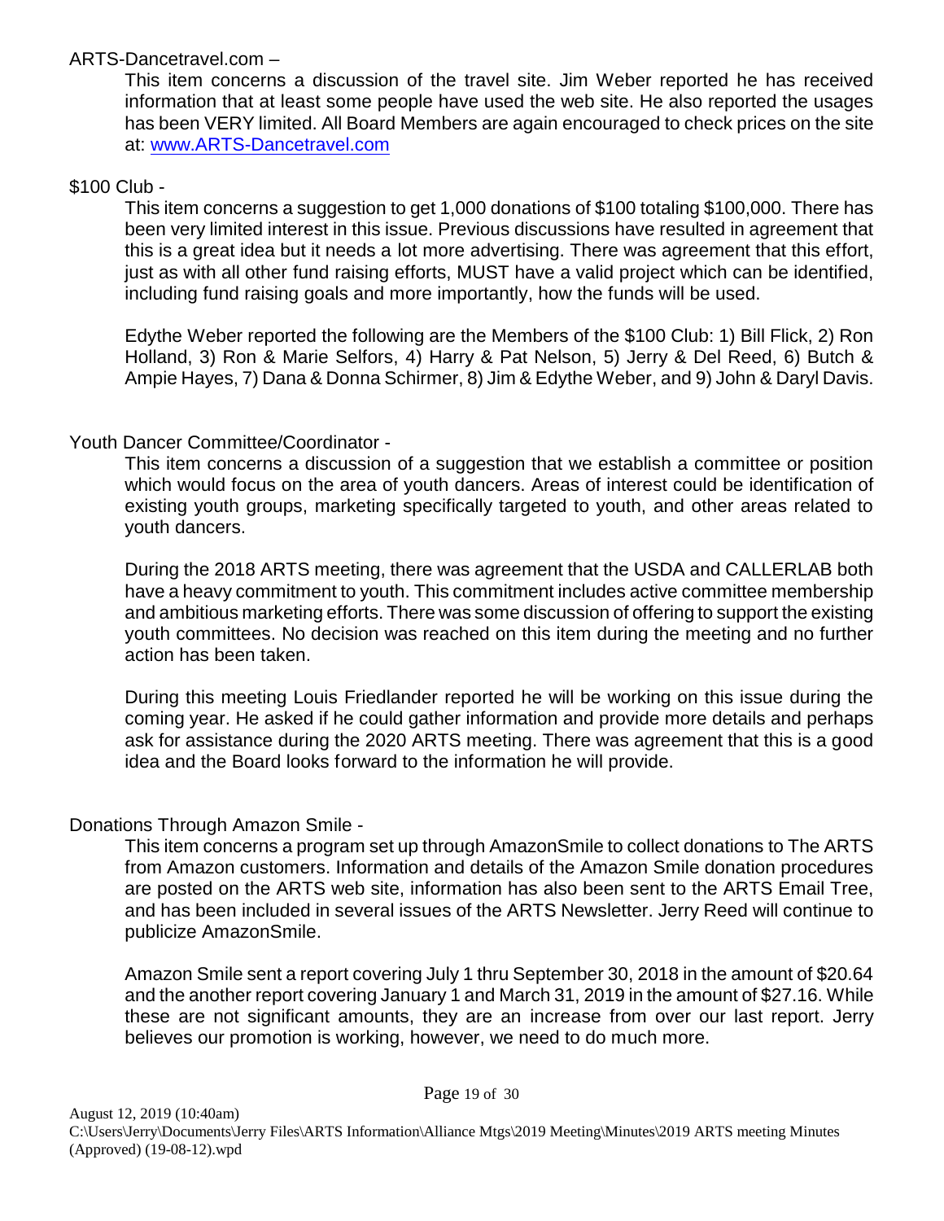ARTS-Dancetravel.com –

This item concerns a discussion of the travel site. Jim Weber reported he has received information that at least some people have used the web site. He also reported the usages has been VERY limited. All Board Members are again encouraged to check prices on the site at: www.ARTS-Dancetravel.com

$100 Club -

This item concerns a suggestion to get 1,000 donations of $100 totaling $100,000. There has been very limited interest in this issue. Previous discussions have resulted in agreement that this is a great idea but it needs a lot more advertising. There was agreement that this effort, just as with all other fund raising efforts, MUST have a valid project which can be identified, including fund raising goals and more importantly, how the funds will be used.

Edythe Weber reported the following are the Members of the $100 Club: 1) Bill Flick, 2) Ron Holland, 3) Ron & Marie Selfors, 4) Harry & Pat Nelson, 5) Jerry & Del Reed, 6) Butch & Ampie Hayes, 7) Dana & Donna Schirmer, 8) Jim & Edythe Weber, and 9) John & Daryl Davis.

Youth Dancer Committee/Coordinator -

This item concerns a discussion of a suggestion that we establish a committee or position which would focus on the area of youth dancers. Areas of interest could be identification of existing youth groups, marketing specifically targeted to youth, and other areas related to youth dancers.

During the 2018 ARTS meeting, there was agreement that the USDA and CALLERLAB both have a heavy commitment to youth. This commitment includes active committee membership and ambitious marketing efforts. There was some discussion of offering to support the existing youth committees. No decision was reached on this item during the meeting and no further action has been taken.

During this meeting Louis Friedlander reported he will be working on this issue during the coming year. He asked if he could gather information and provide more details and perhaps ask for assistance during the 2020 ARTS meeting. There was agreement that this is a good idea and the Board looks forward to the information he will provide.

Donations Through Amazon Smile -

This item concerns a program set up through AmazonSmile to collect donations to The ARTS from Amazon customers. Information and details of the Amazon Smile donation procedures are posted on the ARTS web site, information has also been sent to the ARTS Email Tree, and has been included in several issues of the ARTS Newsletter. Jerry Reed will continue to publicize AmazonSmile.

Amazon Smile sent a report covering July 1 thru September 30, 2018 in the amount of $20.64 and the another report covering January 1 and March 31, 2019 in the amount of $27.16. While these are not significant amounts, they are an increase from over our last report. Jerry believes our promotion is working, however, we need to do much more.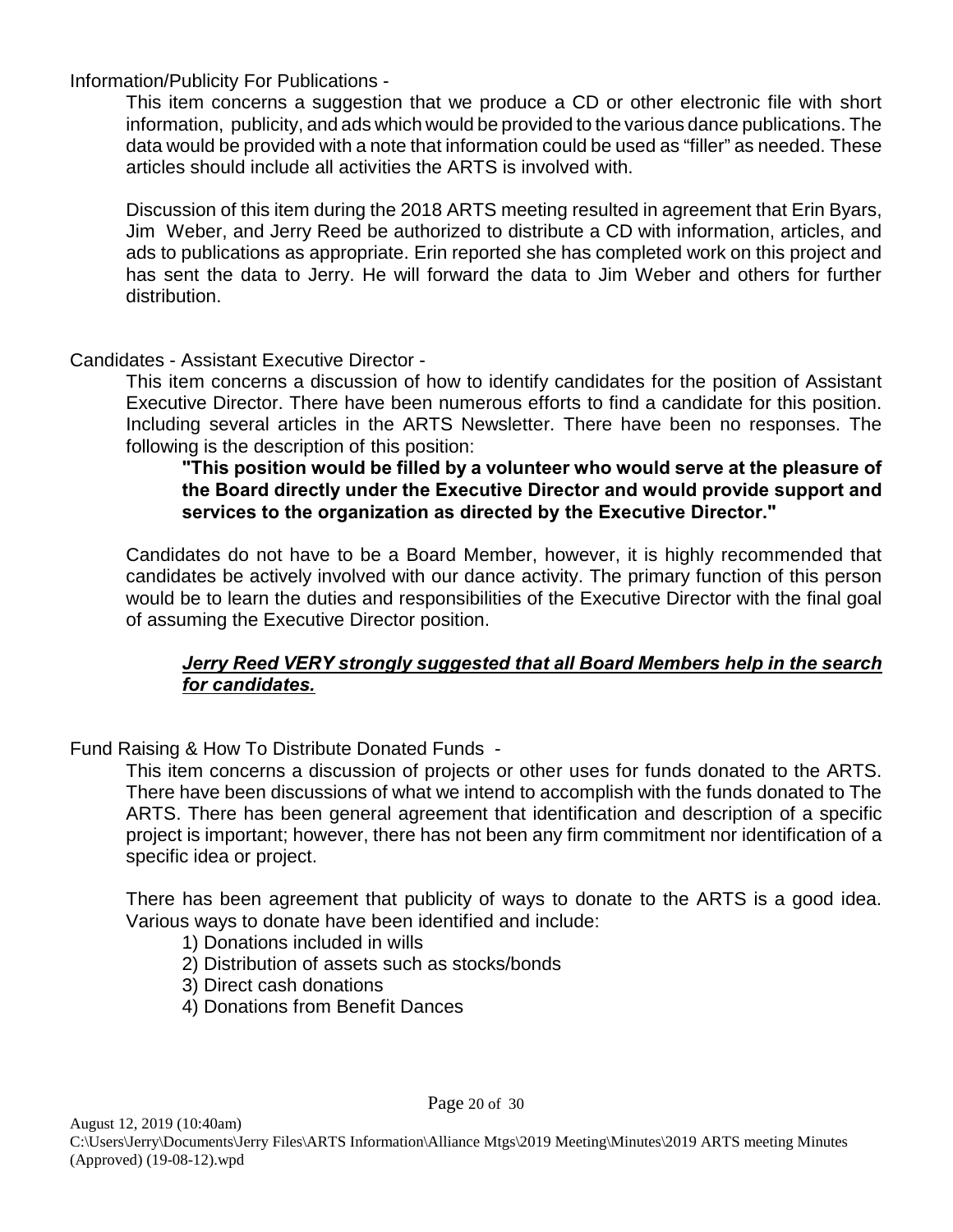Information/Publicity For Publications -

This item concerns a suggestion that we produce a CD or other electronic file with short information, publicity, and ads which would be provided to the various dance publications. The data would be provided with a note that information could be used as "filler" as needed. These articles should include all activities the ARTS is involved with.

Discussion of this item during the 2018 ARTS meeting resulted in agreement that Erin Byars, Jim Weber, and Jerry Reed be authorized to distribute a CD with information, articles, and ads to publications as appropriate. Erin reported she has completed work on this project and has sent the data to Jerry. He will forward the data to Jim Weber and others for further distribution.

Candidates - Assistant Executive Director -

This item concerns a discussion of how to identify candidates for the position of Assistant Executive Director. There have been numerous efforts to find a candidate for this position. Including several articles in the ARTS Newsletter. There have been no responses. The following is the description of this position:

> **"This position would be filled by a volunteer who would serve at the pleasure of the Board directly under the Executive Director and would provide support and services to the organization as directed by the Executive Director."**

Candidates do not have to be a Board Member, however, it is highly recommended that candidates be actively involved with our dance activity. The primary function of this person would be to learn the duties and responsibilities of the Executive Director with the final goal of assuming the Executive Director position.

> ***Jerry Reed VERY strongly suggested that all Board Members help in the search for candidates.***

Fund Raising & How To Distribute Donated Funds -

This item concerns a discussion of projects or other uses for funds donated to the ARTS. There have been discussions of what we intend to accomplish with the funds donated to The ARTS. There has been general agreement that identification and description of a specific project is important; however, there has not been any firm commitment nor identification of a specific idea or project.

There has been agreement that publicity of ways to donate to the ARTS is a good idea. Various ways to donate have been identified and include:

1) Donations included in wills
2) Distribution of assets such as stocks/bonds
3) Direct cash donations
4) Donations from Benefit Dances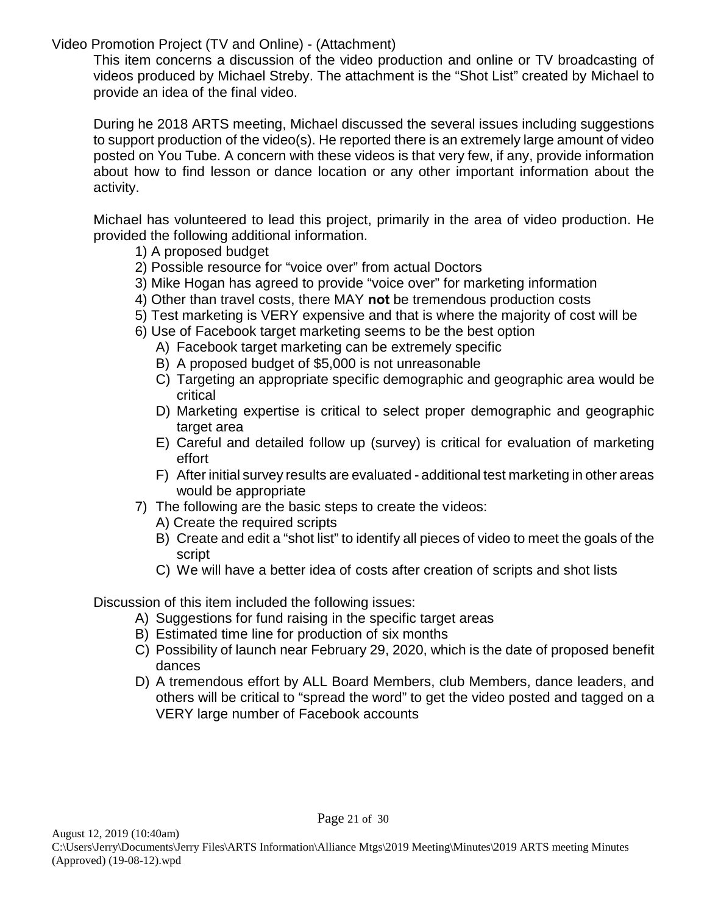Video Promotion Project (TV and Online) - (Attachment)

This item concerns a discussion of the video production and online or TV broadcasting of videos produced by Michael Streby. The attachment is the "Shot List" created by Michael to provide an idea of the final video.

During he 2018 ARTS meeting, Michael discussed the several issues including suggestions to support production of the video(s). He reported there is an extremely large amount of video posted on You Tube. A concern with these videos is that very few, if any, provide information about how to find lesson or dance location or any other important information about the activity.

Michael has volunteered to lead this project, primarily in the area of video production. He provided the following additional information.

1) A proposed budget
2) Possible resource for "voice over" from actual Doctors
3) Mike Hogan has agreed to provide "voice over" for marketing information
4) Other than travel costs, there MAY **not** be tremendous production costs
5) Test marketing is VERY expensive and that is where the majority of cost will be
6) Use of Facebook target marketing seems to be the best option
    - A) Facebook target marketing can be extremely specific
    - B) A proposed budget of $5,000 is not unreasonable
    - C) Targeting an appropriate specific demographic and geographic area would be critical
    - D) Marketing expertise is critical to select proper demographic and geographic target area
    - E) Careful and detailed follow up (survey) is critical for evaluation of marketing effort
    - F) After initial survey results are evaluated - additional test marketing in other areas would be appropriate
7) The following are the basic steps to create the videos:
    - A) Create the required scripts
    - B) Create and edit a "shot list" to identify all pieces of video to meet the goals of the script
    - C) We will have a better idea of costs after creation of scripts and shot lists

Discussion of this item included the following issues:

- A) Suggestions for fund raising in the specific target areas
- B) Estimated time line for production of six months
- C) Possibility of launch near February 29, 2020, which is the date of proposed benefit dances
- D) A tremendous effort by ALL Board Members, club Members, dance leaders, and others will be critical to "spread the word" to get the video posted and tagged on a VERY large number of Facebook accounts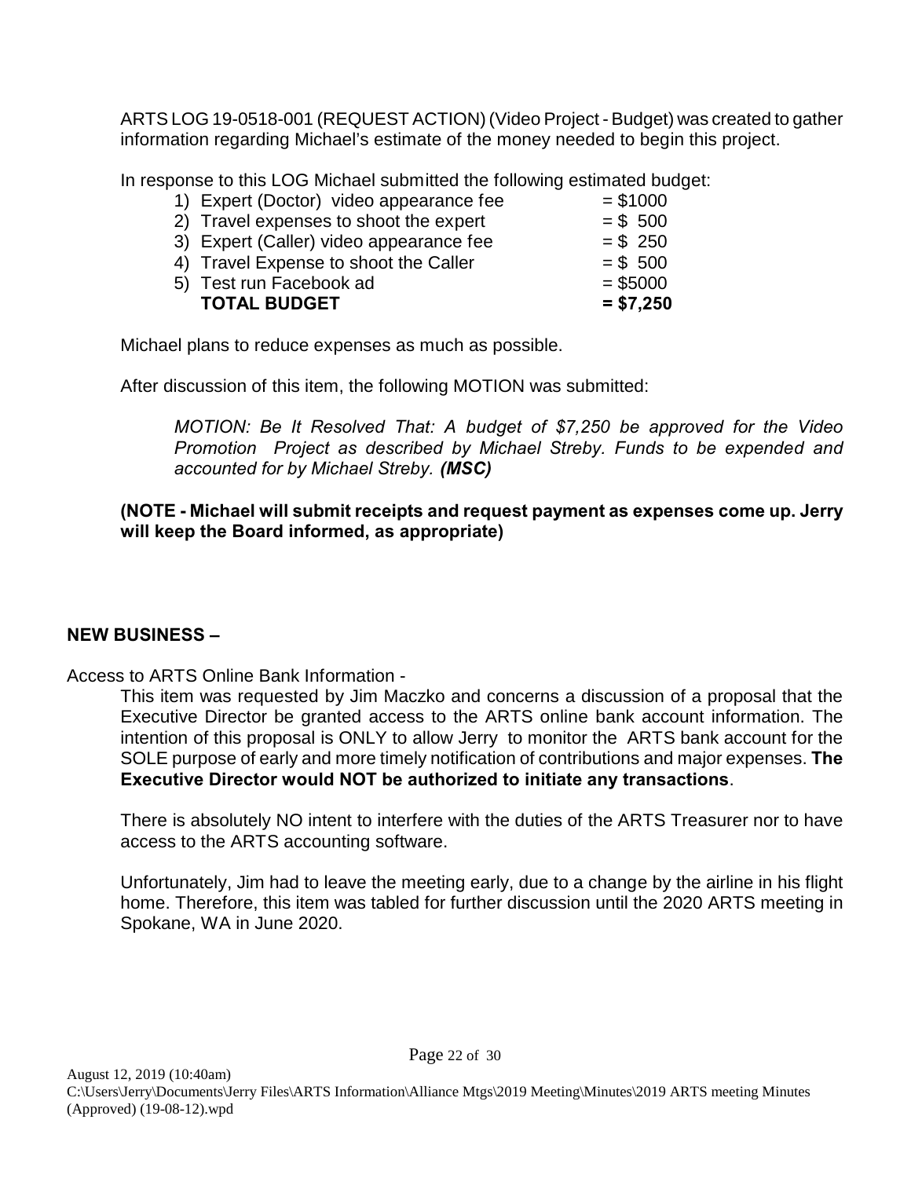ARTS LOG 19-0518-001 (REQUEST ACTION) (Video Project - Budget) was created to gather information regarding Michael's estimate of the money needed to begin this project.

In response to this LOG Michael submitted the following estimated budget:

| | |
|---|---|
| 1) Expert (Doctor) video appearance fee | = $1000 |
| 2) Travel expenses to shoot the expert | = $ 500 |
| 3) Expert (Caller) video appearance fee | = $ 250 |
| 4) Travel Expense to shoot the Caller | = $ 500 |
| 5) Test run Facebook ad | = $5000 |
| **TOTAL BUDGET** | **= $7,250** |

Michael plans to reduce expenses as much as possible.

After discussion of this item, the following MOTION was submitted:

> *MOTION: Be It Resolved That: A budget of $7,250 be approved for the Video Promotion Project as described by Michael Streby. Funds to be expended and accounted for by Michael Streby.* ***(MSC)***

**(NOTE - Michael will submit receipts and request payment as expenses come up. Jerry will keep the Board informed, as appropriate)**

## NEW BUSINESS –

Access to ARTS Online Bank Information -

This item was requested by Jim Maczko and concerns a discussion of a proposal that the Executive Director be granted access to the ARTS online bank account information. The intention of this proposal is ONLY to allow Jerry to monitor the ARTS bank account for the SOLE purpose of early and more timely notification of contributions and major expenses. **The Executive Director would NOT be authorized to initiate any transactions**.

There is absolutely NO intent to interfere with the duties of the ARTS Treasurer nor to have access to the ARTS accounting software.

Unfortunately, Jim had to leave the meeting early, due to a change by the airline in his flight home. Therefore, this item was tabled for further discussion until the 2020 ARTS meeting in Spokane, WA in June 2020.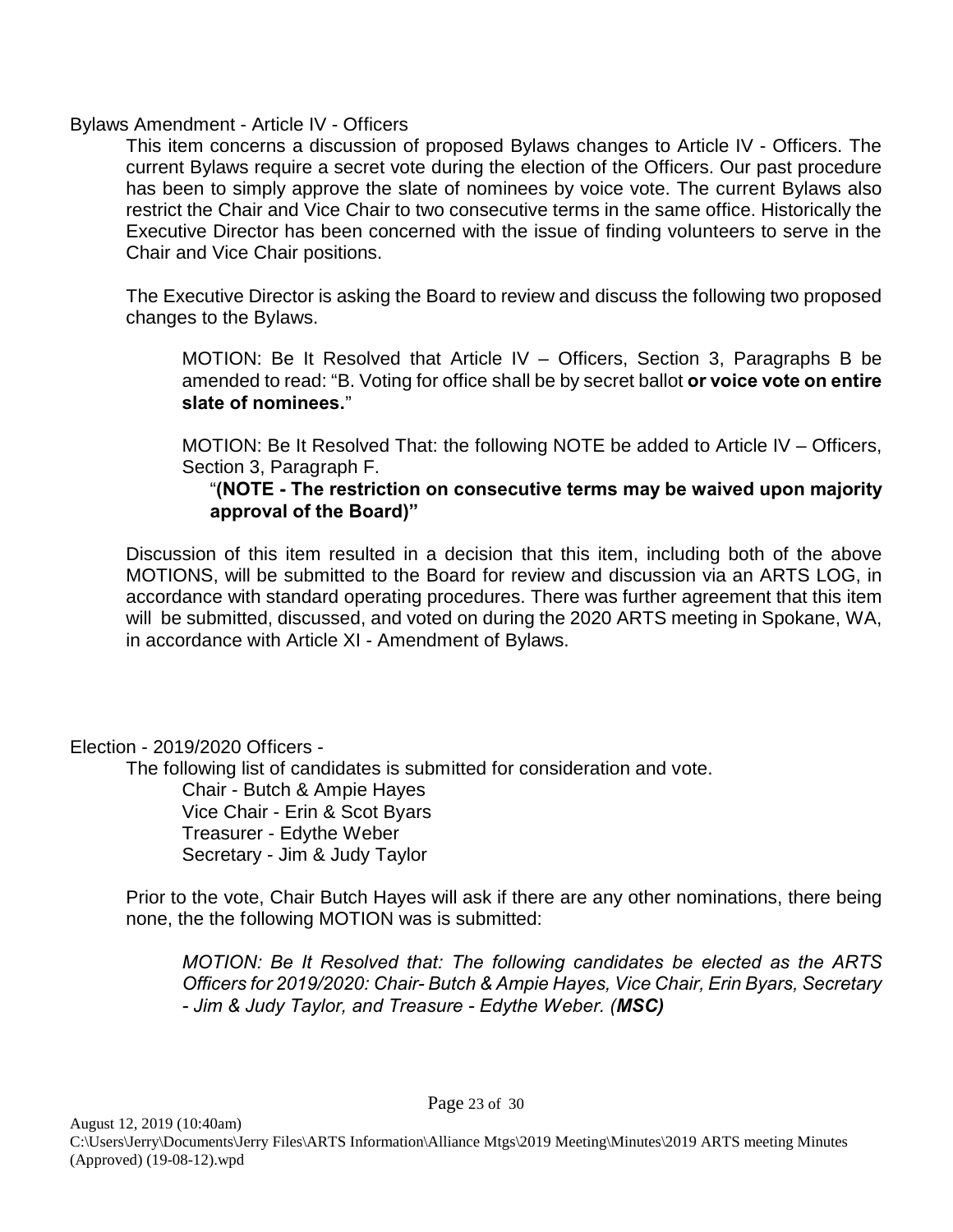Bylaws Amendment - Article IV - Officers

This item concerns a discussion of proposed Bylaws changes to Article IV - Officers. The current Bylaws require a secret vote during the election of the Officers. Our past procedure has been to simply approve the slate of nominees by voice vote. The current Bylaws also restrict the Chair and Vice Chair to two consecutive terms in the same office. Historically the Executive Director has been concerned with the issue of finding volunteers to serve in the Chair and Vice Chair positions.

The Executive Director is asking the Board to review and discuss the following two proposed changes to the Bylaws.

> MOTION: Be It Resolved that Article IV – Officers, Section 3, Paragraphs B be amended to read: "B. Voting for office shall be by secret ballot **or voice vote on entire slate of nominees.**"
>
> MOTION: Be It Resolved That: the following NOTE be added to Article IV – Officers, Section 3, Paragraph F.
>
> "**(NOTE - The restriction on consecutive terms may be waived upon majority approval of the Board)"**

Discussion of this item resulted in a decision that this item, including both of the above MOTIONS, will be submitted to the Board for review and discussion via an ARTS LOG, in accordance with standard operating procedures. There was further agreement that this item will be submitted, discussed, and voted on during the 2020 ARTS meeting in Spokane, WA, in accordance with Article XI - Amendment of Bylaws.

Election - 2019/2020 Officers -

The following list of candidates is submitted for consideration and vote.

- Chair - Butch & Ampie Hayes
- Vice Chair - Erin & Scot Byars
- Treasurer - Edythe Weber
- Secretary - Jim & Judy Taylor

Prior to the vote, Chair Butch Hayes will ask if there are any other nominations, there being none, the the following MOTION was is submitted:

> *MOTION: Be It Resolved that: The following candidates be elected as the ARTS Officers for 2019/2020: Chair- Butch & Ampie Hayes, Vice Chair, Erin Byars, Secretary - Jim & Judy Taylor, and Treasure - Edythe Weber. (**MSC**)*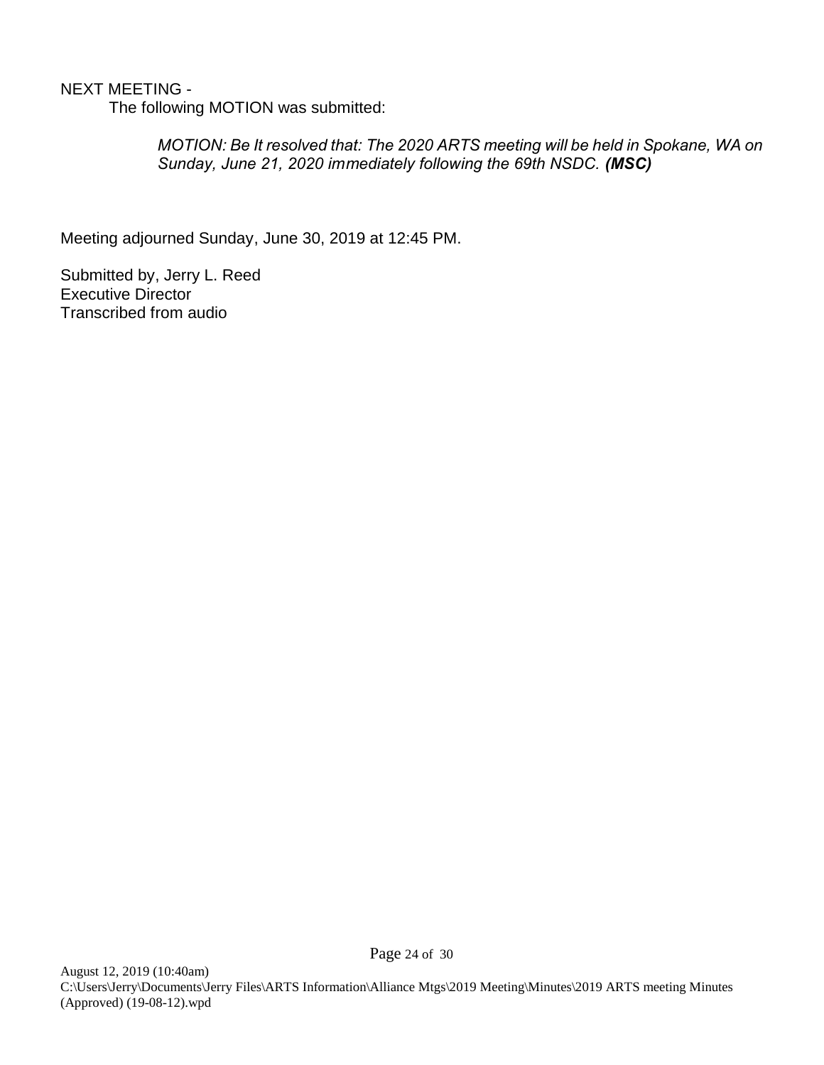NEXT MEETING -

The following MOTION was submitted:

> *MOTION: Be It resolved that: The 2020 ARTS meeting will be held in Spokane, WA on Sunday, June 21, 2020 immediately following the 69th NSDC.* ***(MSC)***

Meeting adjourned Sunday, June 30, 2019 at 12:45 PM.

Submitted by, Jerry L. Reed
Executive Director
Transcribed from audio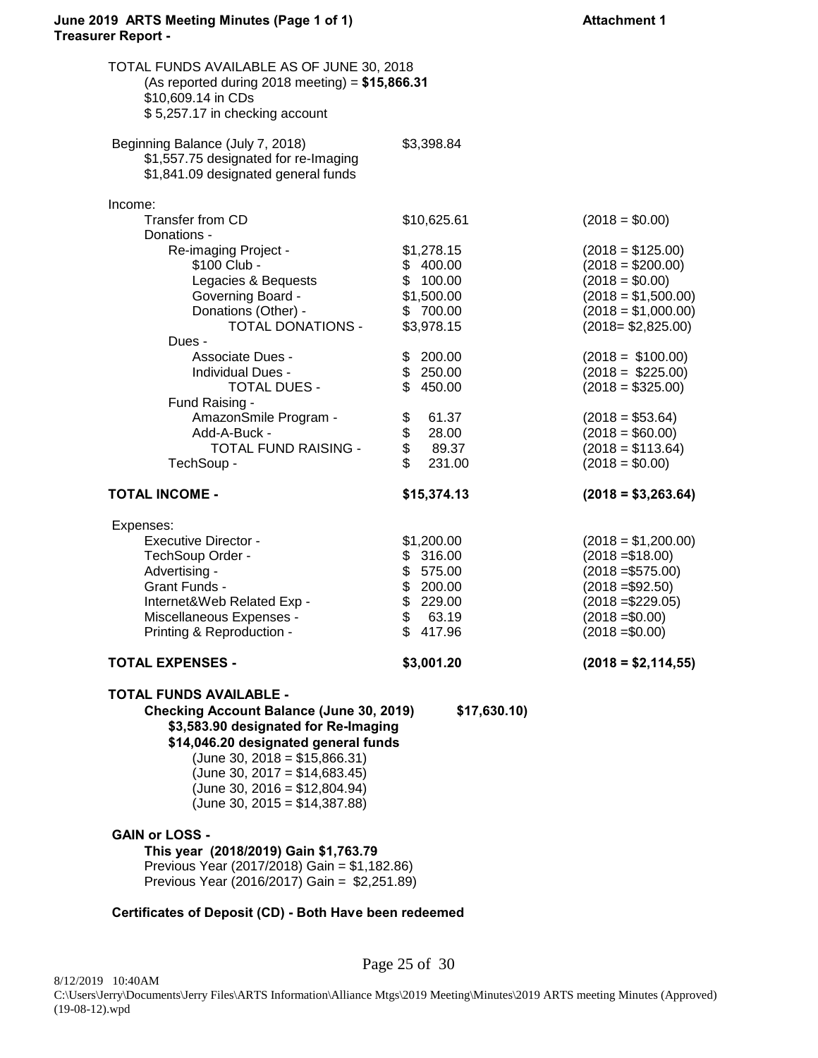**June 2019 ARTS Meeting Minutes (Page 1 of 1)** **Attachment 1**

**Treasurer Report -**

TOTAL FUNDS AVAILABLE AS OF JUNE 30, 2018
(As reported during 2018 meeting) = **$15,866.31**
$10,609.14 in CDs
$ 5,257.17 in checking account

| | | |
|---|---|---|
| Beginning Balance (July 7, 2018) | $3,398.84 | |
| $1,557.75 designated for re-Imaging | | |
| $1,841.09 designated general funds | | |
| Income: | | |
| Transfer from CD | $10,625.61 | (2018 = $0.00) |
| Donations - | | |
| Re-imaging Project - | $1,278.15 | (2018 = $125.00) |
| $100 Club - | $ 400.00 | (2018 = $200.00) |
| Legacies & Bequests | $ 100.00 | (2018 = $0.00) |
| Governing Board - | $1,500.00 | (2018 = $1,500.00) |
| Donations (Other) - | $ 700.00 | (2018 = $1,000.00) |
| TOTAL DONATIONS - | $3,978.15 | (2018= $2,825.00) |
| Dues - | | |
| Associate Dues - | $ 200.00 | (2018 = $100.00) |
| Individual Dues - | $ 250.00 | (2018 = $225.00) |
| TOTAL DUES - | $ 450.00 | (2018 = $325.00) |
| Fund Raising - | | |
| AmazonSmile Program - | $ 61.37 | (2018 = $53.64) |
| Add-A-Buck - | $ 28.00 | (2018 = $60.00) |
| TOTAL FUND RAISING - | $ 89.37 | (2018 = $113.64) |
| TechSoup - | $ 231.00 | (2018 = $0.00) |
| **TOTAL INCOME -** | **$15,374.13** | **(2018 = $3,263.64)** |
| Expenses: | | |
| Executive Director - | $1,200.00 | (2018 = $1,200.00) |
| TechSoup Order - | $ 316.00 | (2018 =$18.00) |
| Advertising - | $ 575.00 | (2018 =$575.00) |
| Grant Funds - | $ 200.00 | (2018 =$92.50) |
| Internet&Web Related Exp - | $ 229.00 | (2018 =$229.05) |
| Miscellaneous Expenses - | $ 63.19 | (2018 =$0.00) |
| Printing & Reproduction - | $ 417.96 | (2018 =$0.00) |
| **TOTAL EXPENSES -** | **$3,001.20** | **(2018 = $2,114,55)** |

**TOTAL FUNDS AVAILABLE -**
**Checking Account Balance (June 30, 2019) $17,630.10)**
**$3,583.90 designated for Re-Imaging**
**$14,046.20 designated general funds**
(June 30, 2018 = $15,866.31)
(June 30, 2017 = $14,683.45)
(June 30, 2016 = $12,804.94)
(June 30, 2015 = $14,387.88)

**GAIN or LOSS -**
**This year (2018/2019) Gain $1,763.79**
Previous Year (2017/2018) Gain = $1,182.86)
Previous Year (2016/2017) Gain = $2,251.89)

**Certificates of Deposit (CD) - Both Have been redeemed**

8/12/2019 10:40AM
C:\Users\Jerry\Documents\Jerry Files\ARTS Information\Alliance Mtgs\2019 Meeting\Minutes\2019 ARTS meeting Minutes (Approved) (19-08-12).wpd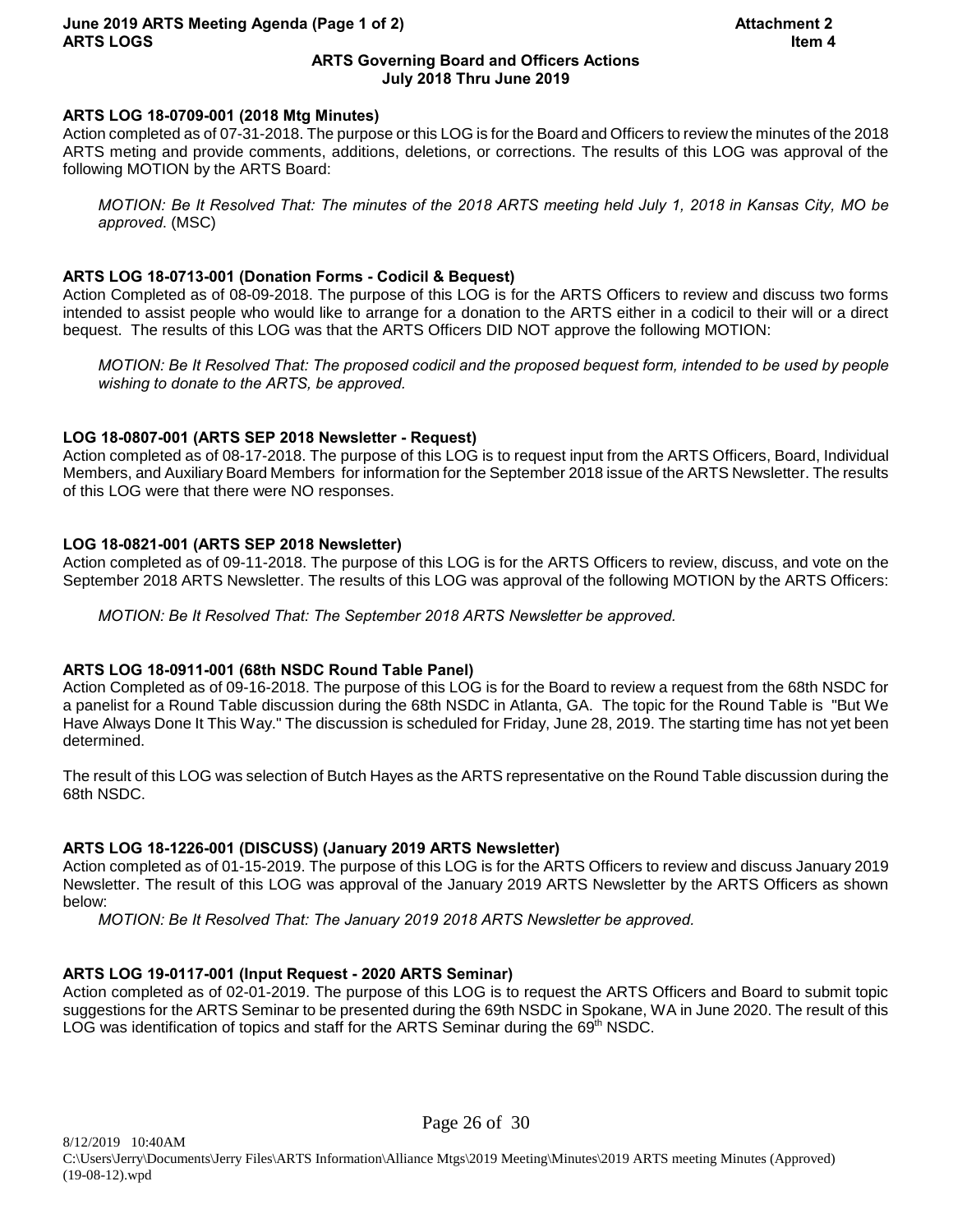**ARTS Governing Board and Officers Actions**
**July 2018 Thru June 2019**

**ARTS LOG 18-0709-001 (2018 Mtg Minutes)**

Action completed as of 07-31-2018. The purpose or this LOG is for the Board and Officers to review the minutes of the 2018 ARTS meting and provide comments, additions, deletions, or corrections. The results of this LOG was approval of the following MOTION by the ARTS Board:

*MOTION: Be It Resolved That: The minutes of the 2018 ARTS meeting held July 1, 2018 in Kansas City, MO be approved*. (MSC)

**ARTS LOG 18-0713-001 (Donation Forms - Codicil & Bequest)**

Action Completed as of 08-09-2018. The purpose of this LOG is for the ARTS Officers to review and discuss two forms intended to assist people who would like to arrange for a donation to the ARTS either in a codicil to their will or a direct bequest. The results of this LOG was that the ARTS Officers DID NOT approve the following MOTION:

*MOTION: Be It Resolved That: The proposed codicil and the proposed bequest form, intended to be used by people wishing to donate to the ARTS, be approved.*

**LOG 18-0807-001 (ARTS SEP 2018 Newsletter - Request)**

Action completed as of 08-17-2018. The purpose of this LOG is to request input from the ARTS Officers, Board, Individual Members, and Auxiliary Board Members for information for the September 2018 issue of the ARTS Newsletter. The results of this LOG were that there were NO responses.

**LOG 18-0821-001 (ARTS SEP 2018 Newsletter)**

Action completed as of 09-11-2018. The purpose of this LOG is for the ARTS Officers to review, discuss, and vote on the September 2018 ARTS Newsletter. The results of this LOG was approval of the following MOTION by the ARTS Officers:

*MOTION: Be It Resolved That: The September 2018 ARTS Newsletter be approved.*

**ARTS LOG 18-0911-001 (68th NSDC Round Table Panel)**

Action Completed as of 09-16-2018. The purpose of this LOG is for the Board to review a request from the 68th NSDC for a panelist for a Round Table discussion during the 68th NSDC in Atlanta, GA. The topic for the Round Table is "But We Have Always Done It This Way." The discussion is scheduled for Friday, June 28, 2019. The starting time has not yet been determined.

The result of this LOG was selection of Butch Hayes as the ARTS representative on the Round Table discussion during the 68th NSDC.

**ARTS LOG 18-1226-001 (DISCUSS) (January 2019 ARTS Newsletter)**

Action completed as of 01-15-2019. The purpose of this LOG is for the ARTS Officers to review and discuss January 2019 Newsletter. The result of this LOG was approval of the January 2019 ARTS Newsletter by the ARTS Officers as shown below:

*MOTION: Be It Resolved That: The January 2019 2018 ARTS Newsletter be approved.*

**ARTS LOG 19-0117-001 (Input Request - 2020 ARTS Seminar)**

Action completed as of 02-01-2019. The purpose of this LOG is to request the ARTS Officers and Board to submit topic suggestions for the ARTS Seminar to be presented during the 69th NSDC in Spokane, WA in June 2020. The result of this LOG was identification of topics and staff for the ARTS Seminar during the 69th NSDC.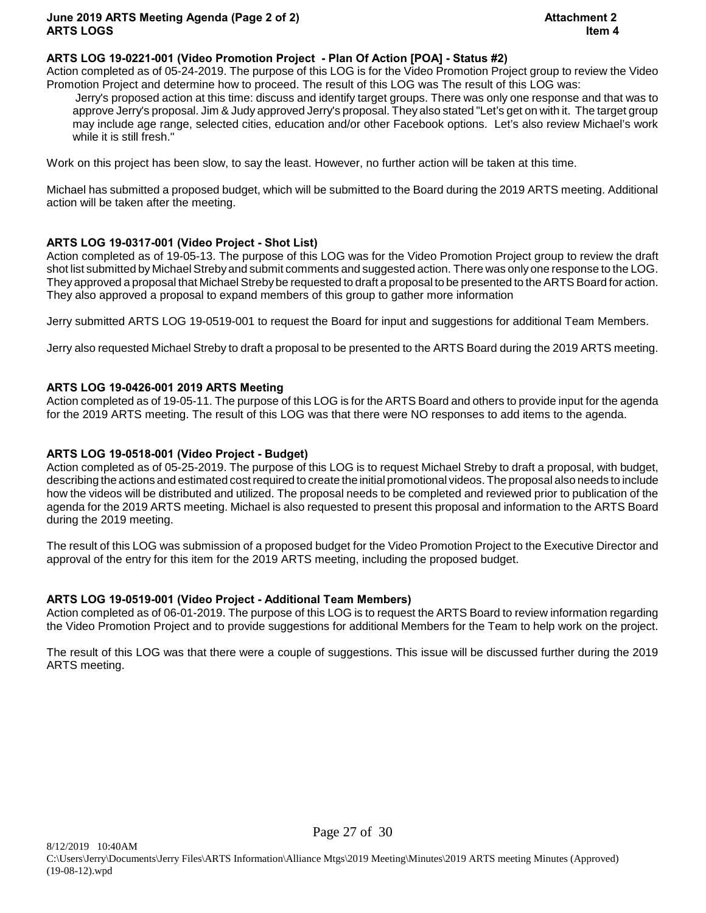**June 2019 ARTS Meeting Agenda (Page 2 of 2)** **Attachment 2**
**ARTS LOGS** **Item 4**

**ARTS LOG 19-0221-001 (Video Promotion Project - Plan Of Action [POA] - Status #2)**
Action completed as of 05-24-2019. The purpose of this LOG is for the Video Promotion Project group to review the Video Promotion Project and determine how to proceed. The result of this LOG was The result of this LOG was:

> Jerry's proposed action at this time: discuss and identify target groups. There was only one response and that was to approve Jerry's proposal. Jim & Judy approved Jerry's proposal. They also stated "Let's get on with it. The target group may include age range, selected cities, education and/or other Facebook options. Let's also review Michael's work while it is still fresh."

Work on this project has been slow, to say the least. However, no further action will be taken at this time.

Michael has submitted a proposed budget, which will be submitted to the Board during the 2019 ARTS meeting. Additional action will be taken after the meeting.

**ARTS LOG 19-0317-001 (Video Project - Shot List)**
Action completed as of 19-05-13. The purpose of this LOG was for the Video Promotion Project group to review the draft shot list submitted by Michael Streby and submit comments and suggested action. There was only one response to the LOG. They approved a proposal that Michael Streby be requested to draft a proposal to be presented to the ARTS Board for action. They also approved a proposal to expand members of this group to gather more information

Jerry submitted ARTS LOG 19-0519-001 to request the Board for input and suggestions for additional Team Members.

Jerry also requested Michael Streby to draft a proposal to be presented to the ARTS Board during the 2019 ARTS meeting.

**ARTS LOG 19-0426-001 2019 ARTS Meeting**
Action completed as of 19-05-11. The purpose of this LOG is for the ARTS Board and others to provide input for the agenda for the 2019 ARTS meeting. The result of this LOG was that there were NO responses to add items to the agenda.

**ARTS LOG 19-0518-001 (Video Project - Budget)**
Action completed as of 05-25-2019. The purpose of this LOG is to request Michael Streby to draft a proposal, with budget, describing the actions and estimated cost required to create the initial promotional videos. The proposal also needs to include how the videos will be distributed and utilized. The proposal needs to be completed and reviewed prior to publication of the agenda for the 2019 ARTS meeting. Michael is also requested to present this proposal and information to the ARTS Board during the 2019 meeting.

The result of this LOG was submission of a proposed budget for the Video Promotion Project to the Executive Director and approval of the entry for this item for the 2019 ARTS meeting, including the proposed budget.

**ARTS LOG 19-0519-001 (Video Project - Additional Team Members)**
Action completed as of 06-01-2019. The purpose of this LOG is to request the ARTS Board to review information regarding the Video Promotion Project and to provide suggestions for additional Members for the Team to help work on the project.

The result of this LOG was that there were a couple of suggestions. This issue will be discussed further during the 2019 ARTS meeting.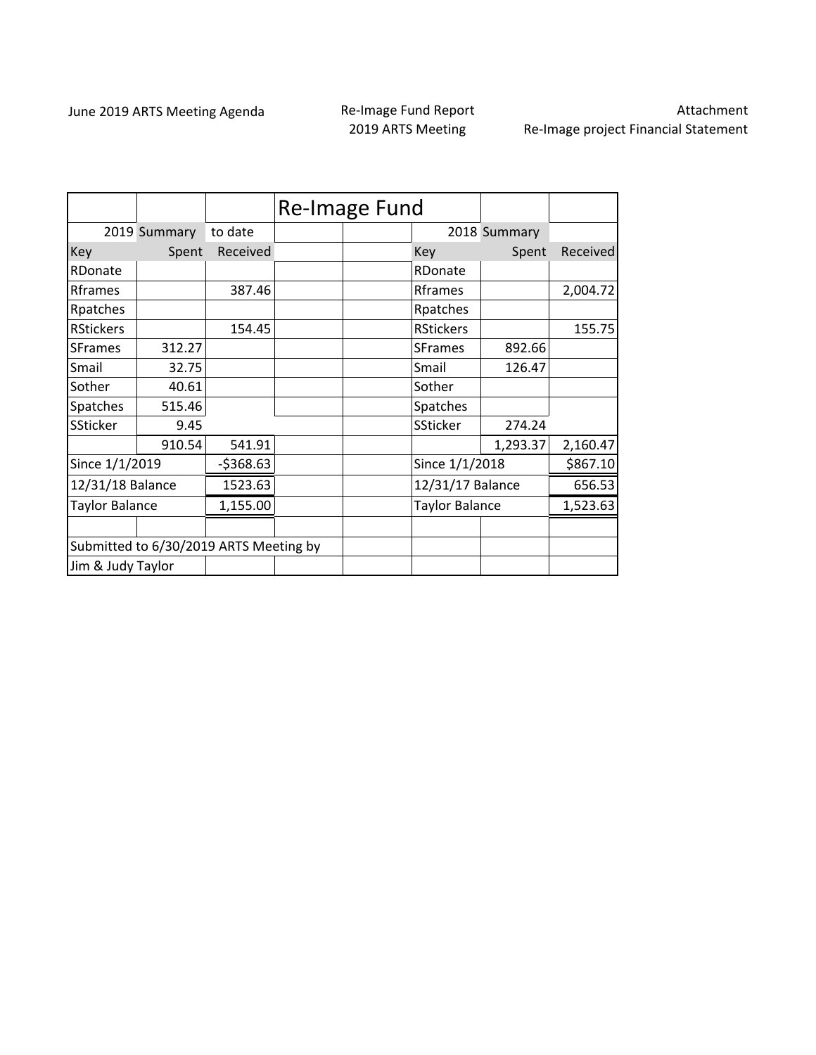June 2019 ARTS Meeting Agenda

Re-Image Fund Report
2019 ARTS Meeting

Attachment
Re-Image project Financial Statement

| | | | Re-Image Fund | | | | |
|---|---|---|---|---|---|---|---|
| 2019 Summary | | to date | | | 2018 Summary | | |
| Key | Spent | Received | | | Key | Spent | Received |
| RDonate | | | | | RDonate | | |
| Rframes | | 387.46 | | | Rframes | | 2,004.72 |
| Rpatches | | | | | Rpatches | | |
| RStickers | | 154.45 | | | RStickers | | 155.75 |
| SFrames | 312.27 | | | | SFrames | 892.66 | |
| Smail | 32.75 | | | | Smail | 126.47 | |
| Sother | 40.61 | | | | Sother | | |
| Spatches | 515.46 | | | | Spatches | | |
| SSticker | 9.45 | | | | SSticker | 274.24 | |
| | 910.54 | 541.91 | | | | 1,293.37 | 2,160.47 |
| Since 1/1/2019 | | -$368.63 | | | Since 1/1/2018 | | $867.10 |
| 12/31/18 Balance | | 1523.63 | | | 12/31/17 Balance | | 656.53 |
| Taylor Balance | | 1,155.00 | | | Taylor Balance | | 1,523.63 |
| | | | | | | | |
| Submitted to 6/30/2019 ARTS Meeting by | | | | | | | |
| Jim & Judy Taylor | | | | | | | |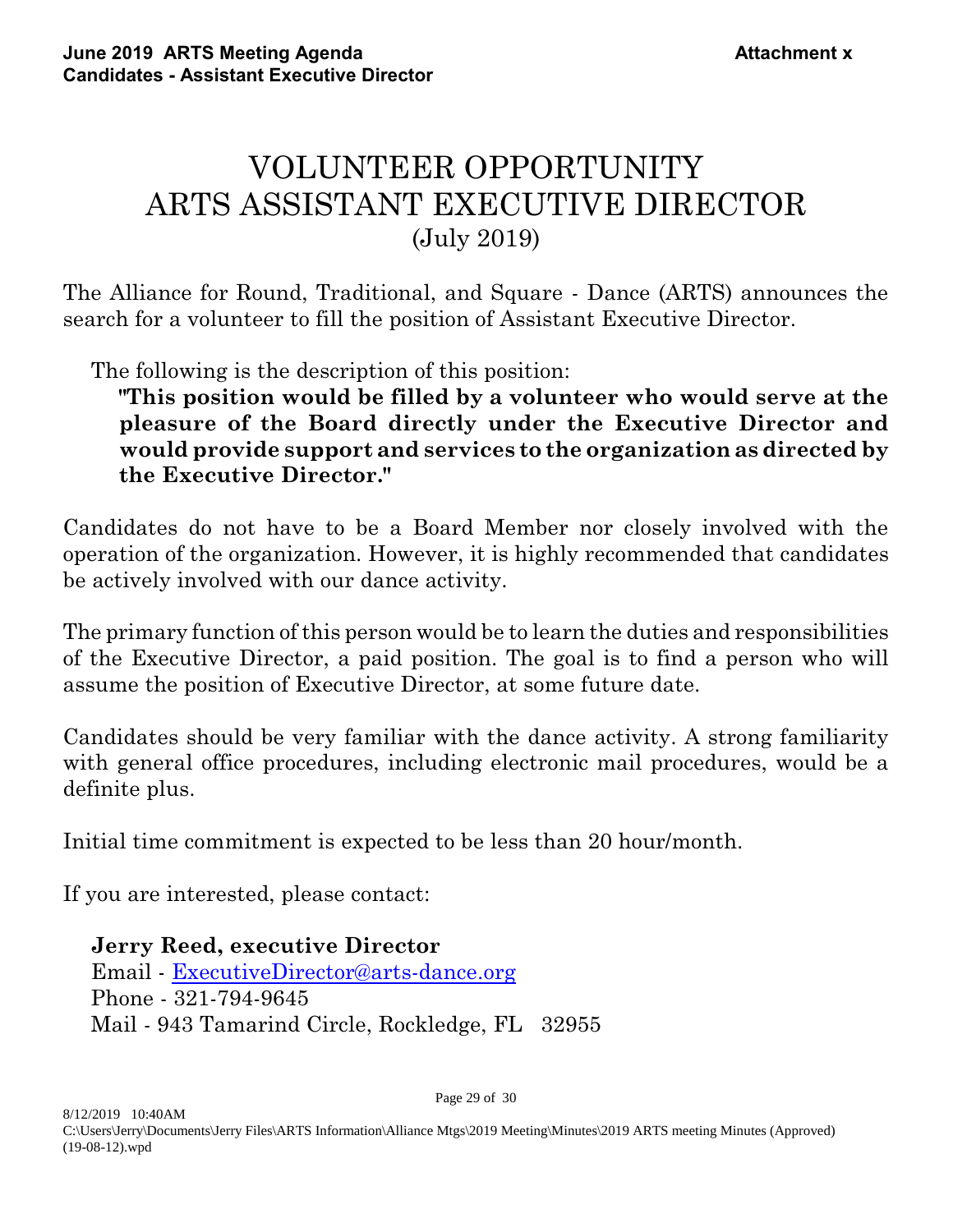# VOLUNTEER OPPORTUNITY
# ARTS ASSISTANT EXECUTIVE DIRECTOR
(July 2019)

The Alliance for Round, Traditional, and Square - Dance (ARTS) announces the search for a volunteer to fill the position of Assistant Executive Director.

The following is the description of this position:

> **"This position would be filled by a volunteer who would serve at the pleasure of the Board directly under the Executive Director and would provide support and services to the organization as directed by the Executive Director."**

Candidates do not have to be a Board Member nor closely involved with the operation of the organization. However, it is highly recommended that candidates be actively involved with our dance activity.

The primary function of this person would be to learn the duties and responsibilities of the Executive Director, a paid position. The goal is to find a person who will assume the position of Executive Director, at some future date.

Candidates should be very familiar with the dance activity. A strong familiarity with general office procedures, including electronic mail procedures, would be a definite plus.

Initial time commitment is expected to be less than 20 hour/month.

If you are interested, please contact:

**Jerry Reed, executive Director**
Email - ExecutiveDirector@arts-dance.org
Phone - 321-794-9645
Mail - 943 Tamarind Circle, Rockledge, FL 32955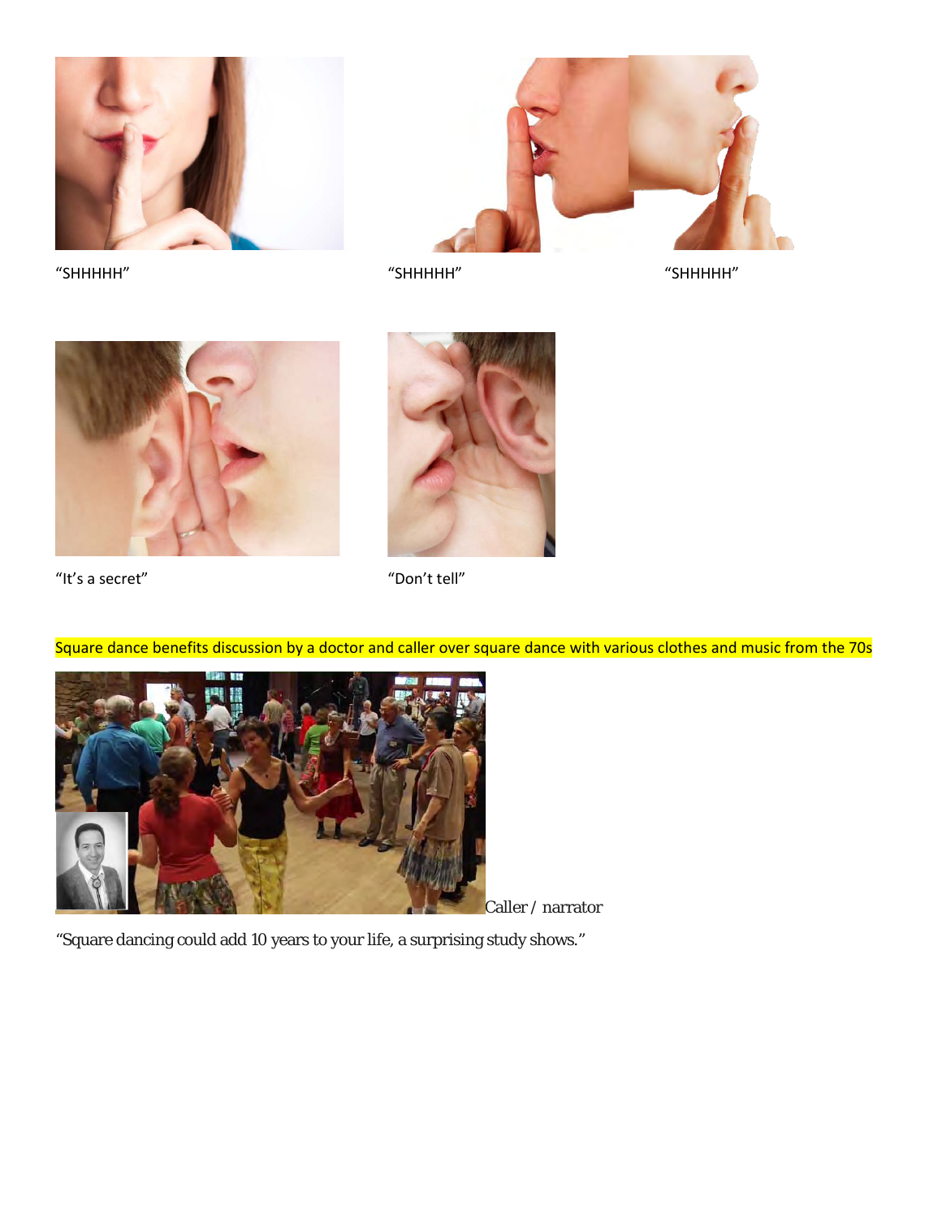"SHHHHH" "SHHHHH" "SHHHHH"

"It's a secret" "Don't tell"

Square dance benefits discussion by a doctor and caller over square dance with various clothes and music from the 70s

Caller / narrator

"Square dancing could add 10 years to your life, a surprising study shows."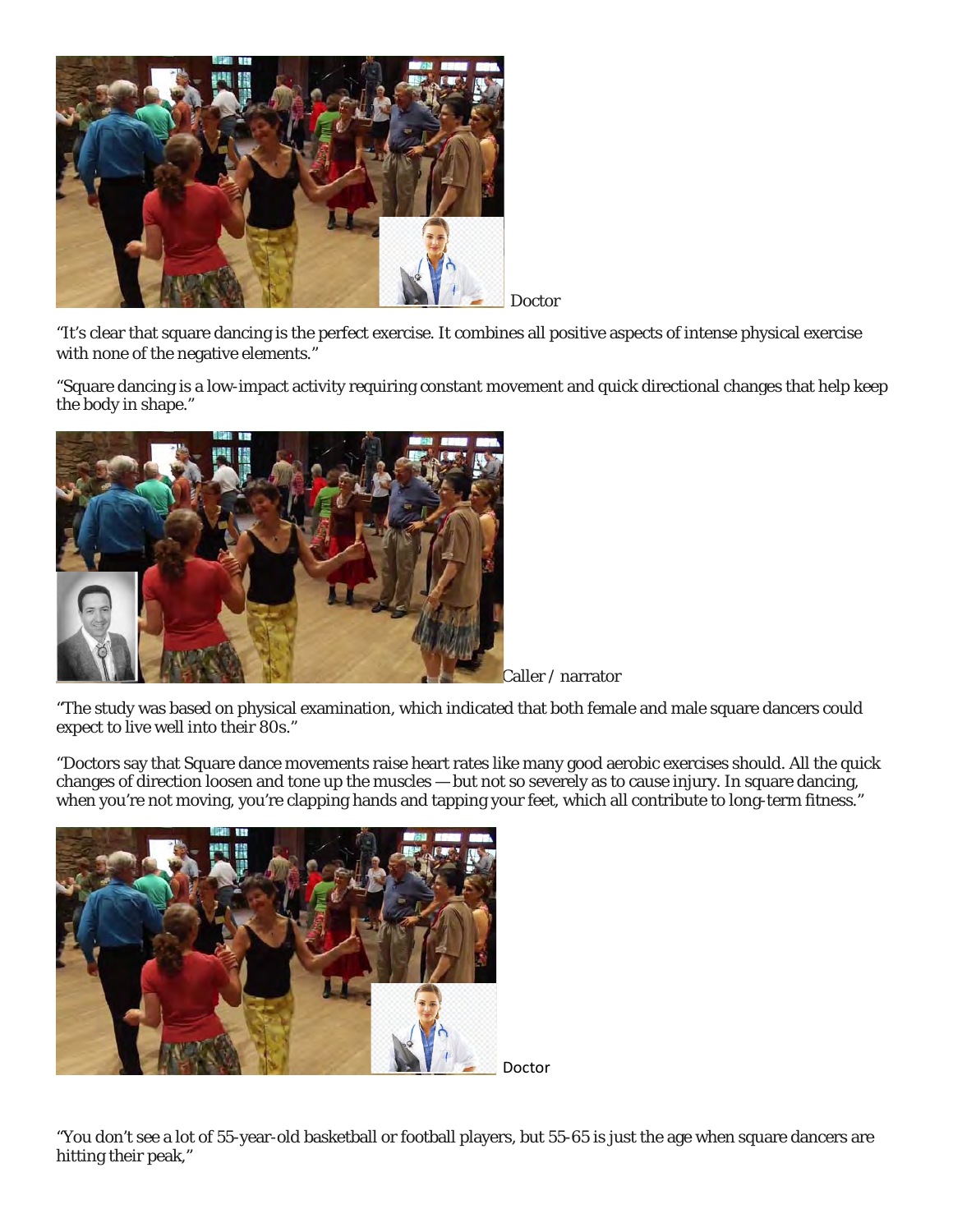Doctor

"It's clear that square dancing is the perfect exercise. It combines all positive aspects of intense physical exercise with none of the negative elements."

"Square dancing is a low-impact activity requiring constant movement and quick directional changes that help keep the body in shape."

Caller / narrator

"The study was based on physical examination, which indicated that both female and male square dancers could expect to live well into their 80s."

"Doctors say that Square dance movements raise heart rates like many good aerobic exercises should. All the quick changes of direction loosen and tone up the muscles — but not so severely as to cause injury. In square dancing, when you're not moving, you're clapping hands and tapping your feet, which all contribute to long-term fitness."

Doctor

"You don't see a lot of 55-year-old basketball or football players, but 55-65 is just the age when square dancers are hitting their peak,"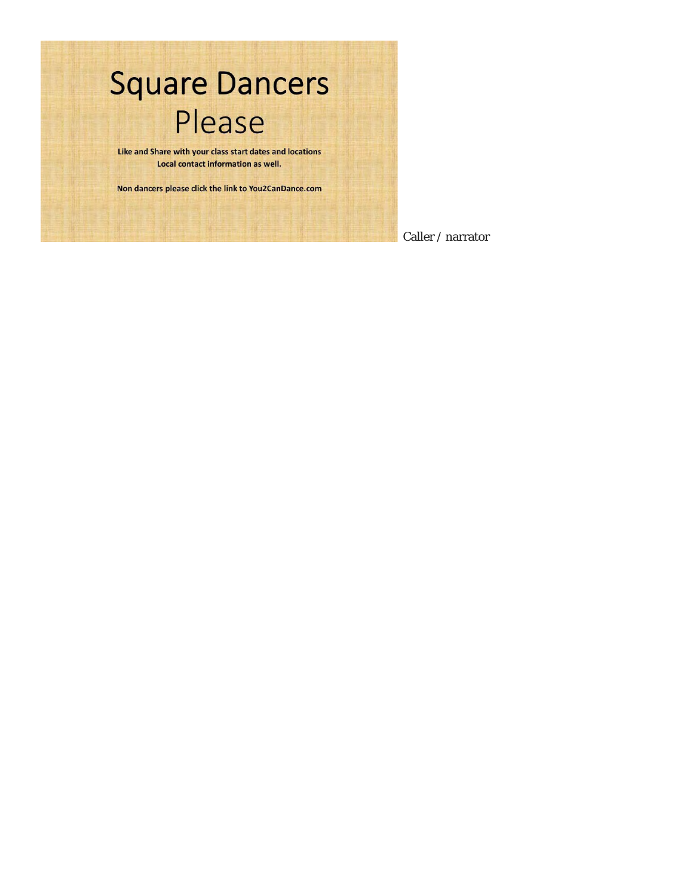# Square Dancers

## Please

**Like and Share with your class start dates and locations**
**Local contact information as well.**

**Non dancers please click the link to You2CanDance.com**

Caller / narrator